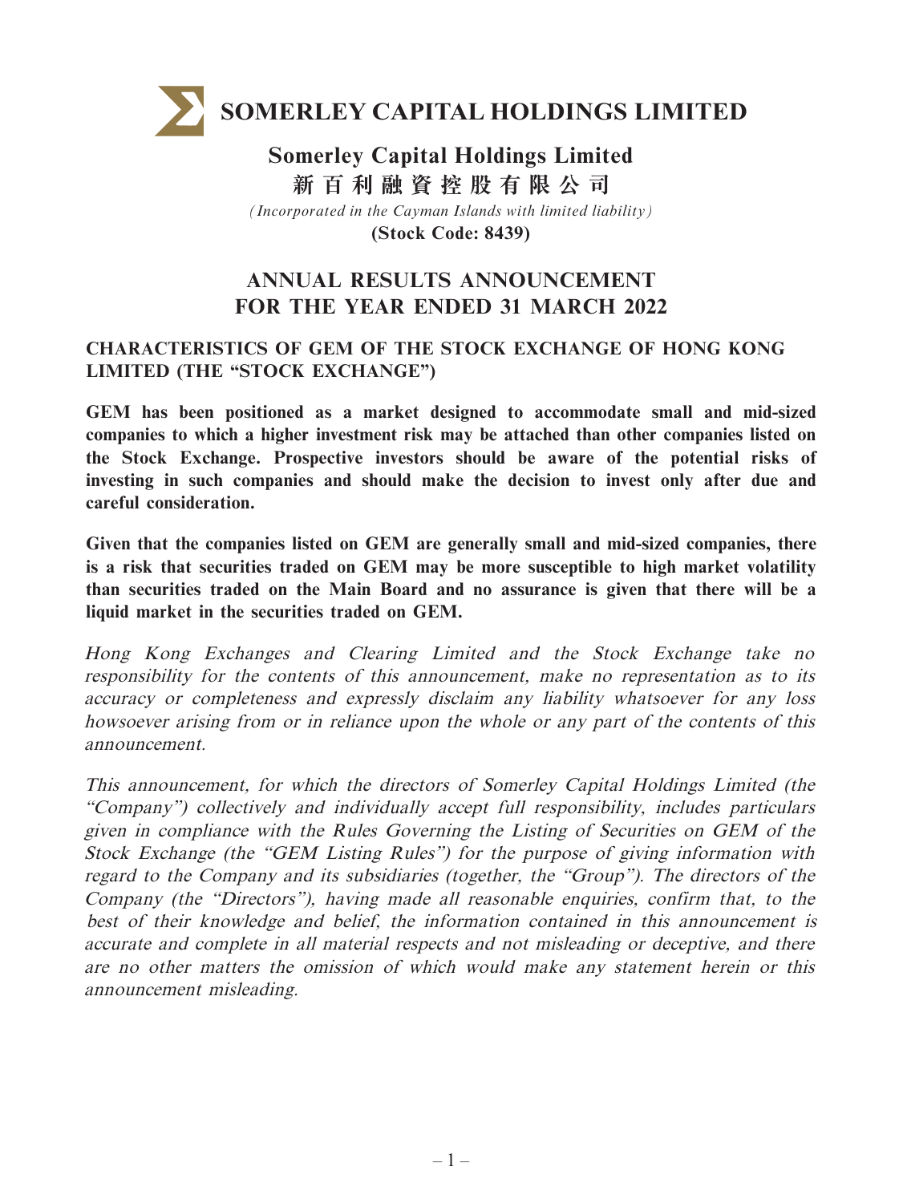# SOMERLEY CAPITAL HOLDINGS LIMITED

## Somerley Capital Holdings Limited
## 新百利融資控股有限公司

*(Incorporated in the Cayman Islands with limited liability)*

**(Stock Code: 8439)**

## ANNUAL RESULTS ANNOUNCEMENT FOR THE YEAR ENDED 31 MARCH 2022

### CHARACTERISTICS OF GEM OF THE STOCK EXCHANGE OF HONG KONG LIMITED (THE "STOCK EXCHANGE")

**GEM has been positioned as a market designed to accommodate small and mid-sized companies to which a higher investment risk may be attached than other companies listed on the Stock Exchange. Prospective investors should be aware of the potential risks of investing in such companies and should make the decision to invest only after due and careful consideration.**

**Given that the companies listed on GEM are generally small and mid-sized companies, there is a risk that securities traded on GEM may be more susceptible to high market volatility than securities traded on the Main Board and no assurance is given that there will be a liquid market in the securities traded on GEM.**

*Hong Kong Exchanges and Clearing Limited and the Stock Exchange take no responsibility for the contents of this announcement, make no representation as to its accuracy or completeness and expressly disclaim any liability whatsoever for any loss howsoever arising from or in reliance upon the whole or any part of the contents of this announcement.*

*This announcement, for which the directors of Somerley Capital Holdings Limited (the "Company") collectively and individually accept full responsibility, includes particulars given in compliance with the Rules Governing the Listing of Securities on GEM of the Stock Exchange (the "GEM Listing Rules") for the purpose of giving information with regard to the Company and its subsidiaries (together, the "Group"). The directors of the Company (the "Directors"), having made all reasonable enquiries, confirm that, to the best of their knowledge and belief, the information contained in this announcement is accurate and complete in all material respects and not misleading or deceptive, and there are no other matters the omission of which would make any statement herein or this announcement misleading.*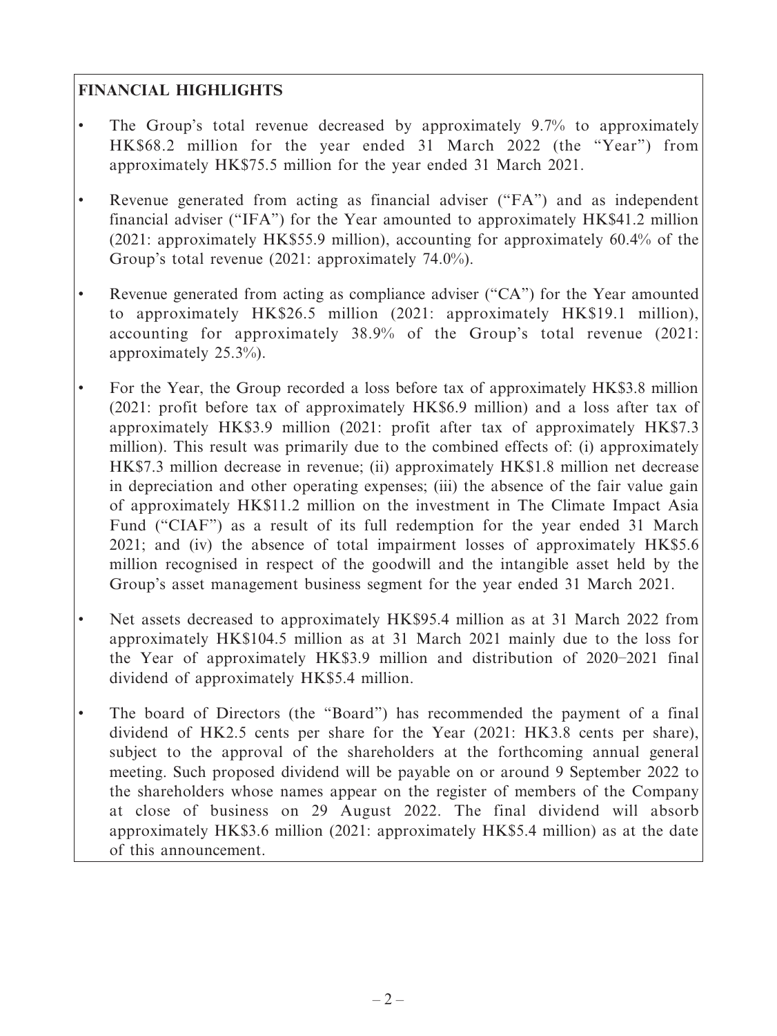## FINANCIAL HIGHLIGHTS

- The Group's total revenue decreased by approximately 9.7% to approximately HK$68.2 million for the year ended 31 March 2022 (the "Year") from approximately HK$75.5 million for the year ended 31 March 2021.
- Revenue generated from acting as financial adviser ("FA") and as independent financial adviser ("IFA") for the Year amounted to approximately HK$41.2 million (2021: approximately HK$55.9 million), accounting for approximately 60.4% of the Group's total revenue (2021: approximately 74.0%).
- Revenue generated from acting as compliance adviser ("CA") for the Year amounted to approximately HK$26.5 million (2021: approximately HK$19.1 million), accounting for approximately 38.9% of the Group's total revenue (2021: approximately 25.3%).
- For the Year, the Group recorded a loss before tax of approximately HK$3.8 million (2021: profit before tax of approximately HK$6.9 million) and a loss after tax of approximately HK$3.9 million (2021: profit after tax of approximately HK$7.3 million). This result was primarily due to the combined effects of: (i) approximately HK$7.3 million decrease in revenue; (ii) approximately HK$1.8 million net decrease in depreciation and other operating expenses; (iii) the absence of the fair value gain of approximately HK$11.2 million on the investment in The Climate Impact Asia Fund ("CIAF") as a result of its full redemption for the year ended 31 March 2021; and (iv) the absence of total impairment losses of approximately HK$5.6 million recognised in respect of the goodwill and the intangible asset held by the Group's asset management business segment for the year ended 31 March 2021.
- Net assets decreased to approximately HK$95.4 million as at 31 March 2022 from approximately HK$104.5 million as at 31 March 2021 mainly due to the loss for the Year of approximately HK$3.9 million and distribution of 2020–2021 final dividend of approximately HK$5.4 million.
- The board of Directors (the "Board") has recommended the payment of a final dividend of HK2.5 cents per share for the Year (2021: HK3.8 cents per share), subject to the approval of the shareholders at the forthcoming annual general meeting. Such proposed dividend will be payable on or around 9 September 2022 to the shareholders whose names appear on the register of members of the Company at close of business on 29 August 2022. The final dividend will absorb approximately HK$3.6 million (2021: approximately HK$5.4 million) as at the date of this announcement.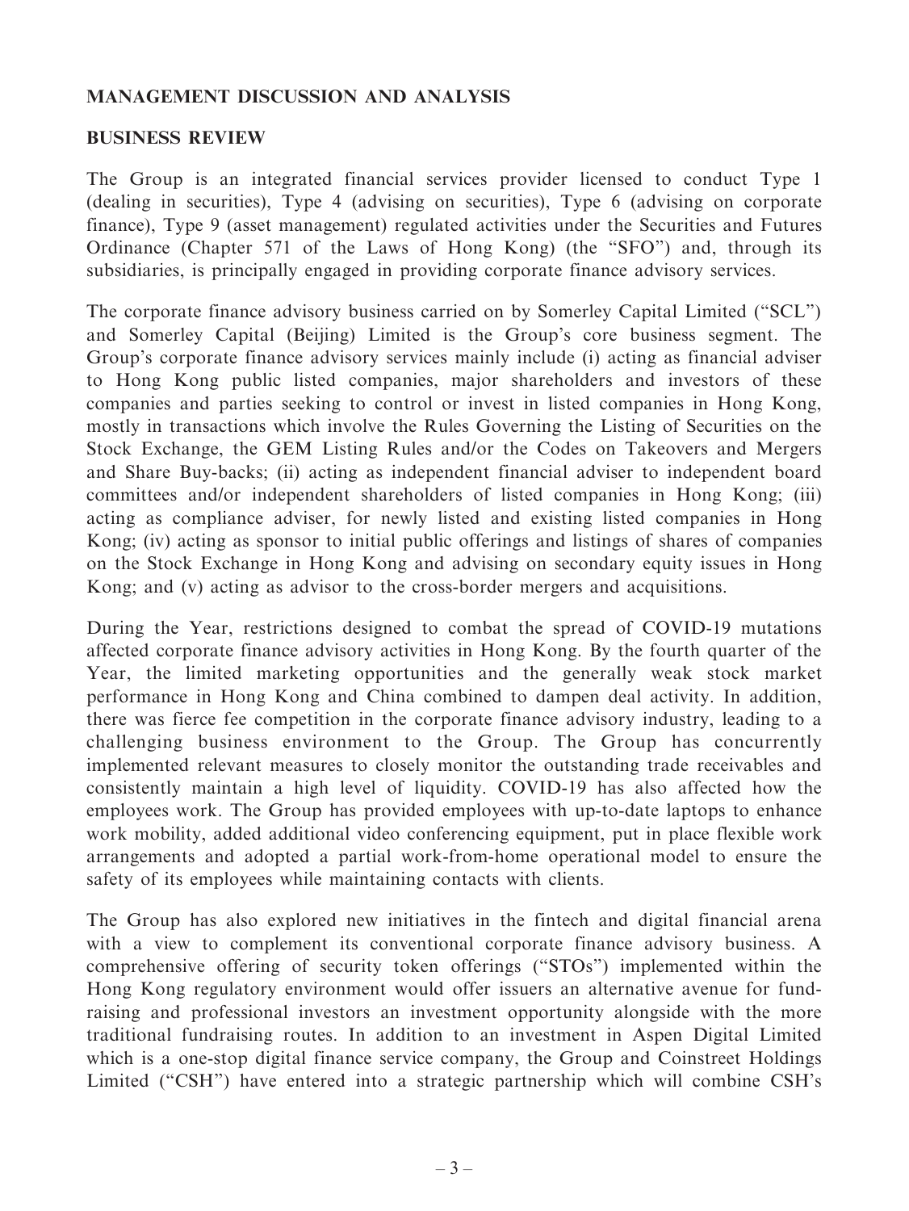## MANAGEMENT DISCUSSION AND ANALYSIS

### BUSINESS REVIEW

The Group is an integrated financial services provider licensed to conduct Type 1 (dealing in securities), Type 4 (advising on securities), Type 6 (advising on corporate finance), Type 9 (asset management) regulated activities under the Securities and Futures Ordinance (Chapter 571 of the Laws of Hong Kong) (the "SFO") and, through its subsidiaries, is principally engaged in providing corporate finance advisory services.

The corporate finance advisory business carried on by Somerley Capital Limited ("SCL") and Somerley Capital (Beijing) Limited is the Group's core business segment. The Group's corporate finance advisory services mainly include (i) acting as financial adviser to Hong Kong public listed companies, major shareholders and investors of these companies and parties seeking to control or invest in listed companies in Hong Kong, mostly in transactions which involve the Rules Governing the Listing of Securities on the Stock Exchange, the GEM Listing Rules and/or the Codes on Takeovers and Mergers and Share Buy-backs; (ii) acting as independent financial adviser to independent board committees and/or independent shareholders of listed companies in Hong Kong; (iii) acting as compliance adviser, for newly listed and existing listed companies in Hong Kong; (iv) acting as sponsor to initial public offerings and listings of shares of companies on the Stock Exchange in Hong Kong and advising on secondary equity issues in Hong Kong; and (v) acting as advisor to the cross-border mergers and acquisitions.

During the Year, restrictions designed to combat the spread of COVID-19 mutations affected corporate finance advisory activities in Hong Kong. By the fourth quarter of the Year, the limited marketing opportunities and the generally weak stock market performance in Hong Kong and China combined to dampen deal activity. In addition, there was fierce fee competition in the corporate finance advisory industry, leading to a challenging business environment to the Group. The Group has concurrently implemented relevant measures to closely monitor the outstanding trade receivables and consistently maintain a high level of liquidity. COVID-19 has also affected how the employees work. The Group has provided employees with up-to-date laptops to enhance work mobility, added additional video conferencing equipment, put in place flexible work arrangements and adopted a partial work-from-home operational model to ensure the safety of its employees while maintaining contacts with clients.

The Group has also explored new initiatives in the fintech and digital financial arena with a view to complement its conventional corporate finance advisory business. A comprehensive offering of security token offerings ("STOs") implemented within the Hong Kong regulatory environment would offer issuers an alternative avenue for fund-raising and professional investors an investment opportunity alongside with the more traditional fundraising routes. In addition to an investment in Aspen Digital Limited which is a one-stop digital finance service company, the Group and Coinstreet Holdings Limited ("CSH") have entered into a strategic partnership which will combine CSH's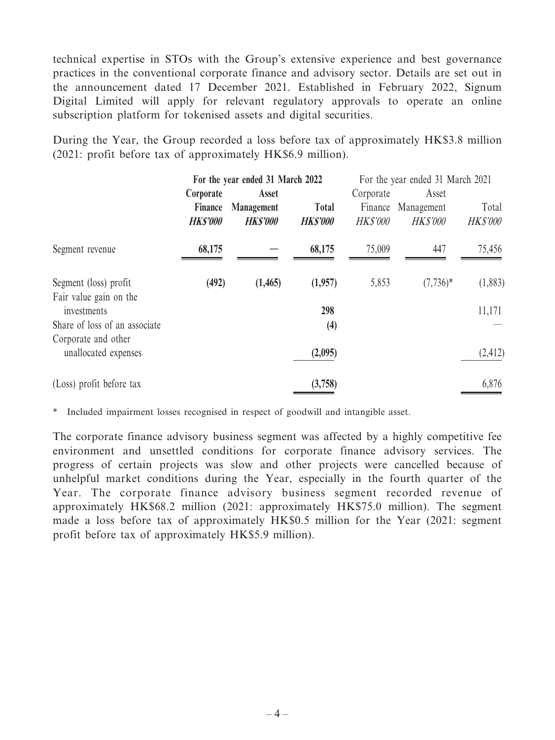technical expertise in STOs with the Group's extensive experience and best governance practices in the conventional corporate finance and advisory sector. Details are set out in the announcement dated 17 December 2021. Established in February 2022, Signum Digital Limited will apply for relevant regulatory approvals to operate an online subscription platform for tokenised assets and digital securities.

During the Year, the Group recorded a loss before tax of approximately HK$3.8 million (2021: profit before tax of approximately HK$6.9 million).

| | **For the year ended 31 March 2022** | | | For the year ended 31 March 2021 | | |
|---|---|---|---|---|---|---|
| | **Corporate Finance** | **Asset Management** | **Total** | Corporate Finance | Asset Management | Total |
| | ***HK$'000*** | ***HK$'000*** | ***HK$'000*** | *HK$'000* | *HK$'000* | *HK$'000* |
| Segment revenue | **68,175** | **—** | **68,175** | 75,009 | 447 | 75,456 |
| Segment (loss) profit | **(492)** | **(1,465)** | **(1,957)** | 5,853 | (7,736)* | (1,883) |
| Fair value gain on the investments | | | **298** | | | 11,171 |
| Share of loss of an associate | | | **(4)** | | | — |
| Corporate and other unallocated expenses | | | **(2,095)** | | | (2,412) |
| (Loss) profit before tax | | | **(3,758)** | | | 6,876 |

\* Included impairment losses recognised in respect of goodwill and intangible asset.

The corporate finance advisory business segment was affected by a highly competitive fee environment and unsettled conditions for corporate finance advisory services. The progress of certain projects was slow and other projects were cancelled because of unhelpful market conditions during the Year, especially in the fourth quarter of the Year. The corporate finance advisory business segment recorded revenue of approximately HK$68.2 million (2021: approximately HK$75.0 million). The segment made a loss before tax of approximately HK$0.5 million for the Year (2021: segment profit before tax of approximately HK$5.9 million).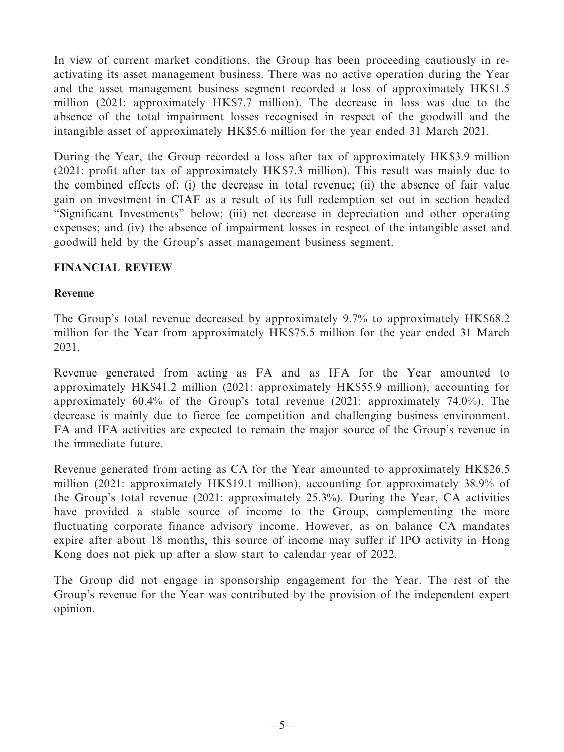In view of current market conditions, the Group has been proceeding cautiously in re-activating its asset management business. There was no active operation during the Year and the asset management business segment recorded a loss of approximately HK$1.5 million (2021: approximately HK$7.7 million). The decrease in loss was due to the absence of the total impairment losses recognised in respect of the goodwill and the intangible asset of approximately HK$5.6 million for the year ended 31 March 2021.

During the Year, the Group recorded a loss after tax of approximately HK$3.9 million (2021: profit after tax of approximately HK$7.3 million). This result was mainly due to the combined effects of: (i) the decrease in total revenue; (ii) the absence of fair value gain on investment in CIAF as a result of its full redemption set out in section headed "Significant Investments" below; (iii) net decrease in depreciation and other operating expenses; and (iv) the absence of impairment losses in respect of the intangible asset and goodwill held by the Group's asset management business segment.

## FINANCIAL REVIEW

### Revenue

The Group's total revenue decreased by approximately 9.7% to approximately HK$68.2 million for the Year from approximately HK$75.5 million for the year ended 31 March 2021.

Revenue generated from acting as FA and as IFA for the Year amounted to approximately HK$41.2 million (2021: approximately HK$55.9 million), accounting for approximately 60.4% of the Group's total revenue (2021: approximately 74.0%). The decrease is mainly due to fierce fee competition and challenging business environment. FA and IFA activities are expected to remain the major source of the Group's revenue in the immediate future.

Revenue generated from acting as CA for the Year amounted to approximately HK$26.5 million (2021: approximately HK$19.1 million), accounting for approximately 38.9% of the Group's total revenue (2021: approximately 25.3%). During the Year, CA activities have provided a stable source of income to the Group, complementing the more fluctuating corporate finance advisory income. However, as on balance CA mandates expire after about 18 months, this source of income may suffer if IPO activity in Hong Kong does not pick up after a slow start to calendar year of 2022.

The Group did not engage in sponsorship engagement for the Year. The rest of the Group's revenue for the Year was contributed by the provision of the independent expert opinion.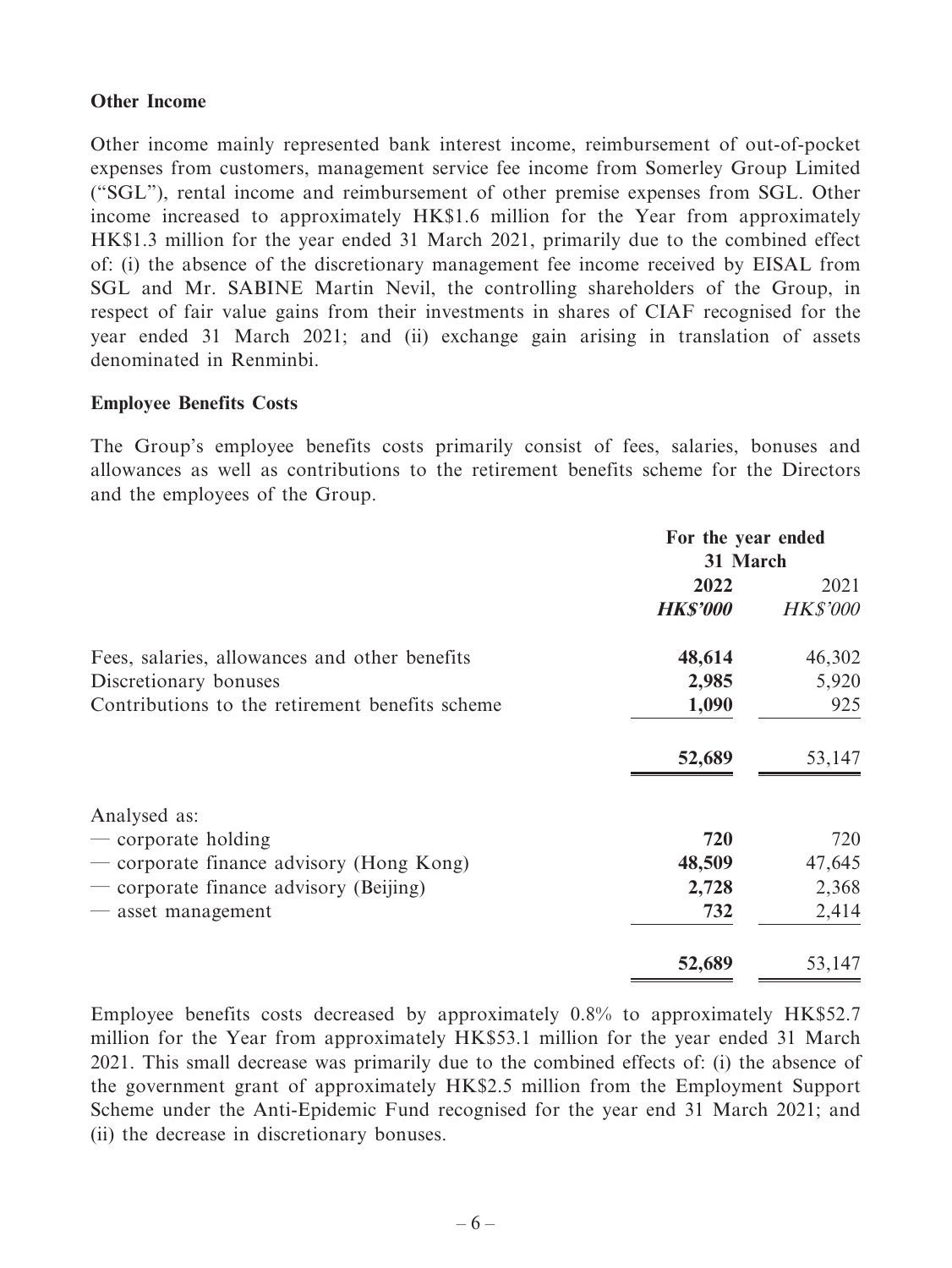**Other Income**

Other income mainly represented bank interest income, reimbursement of out-of-pocket expenses from customers, management service fee income from Somerley Group Limited ("SGL"), rental income and reimbursement of other premise expenses from SGL. Other income increased to approximately HK$1.6 million for the Year from approximately HK$1.3 million for the year ended 31 March 2021, primarily due to the combined effect of: (i) the absence of the discretionary management fee income received by EISAL from SGL and Mr. SABINE Martin Nevil, the controlling shareholders of the Group, in respect of fair value gains from their investments in shares of CIAF recognised for the year ended 31 March 2021; and (ii) exchange gain arising in translation of assets denominated in Renminbi.

**Employee Benefits Costs**

The Group's employee benefits costs primarily consist of fees, salaries, bonuses and allowances as well as contributions to the retirement benefits scheme for the Directors and the employees of the Group.

| | For the year ended 31 March | |
|---|---|---|
| | **2022** | 2021 |
| | ***HK$'000*** | *HK$'000* |
| Fees, salaries, allowances and other benefits | **48,614** | 46,302 |
| Discretionary bonuses | **2,985** | 5,920 |
| Contributions to the retirement benefits scheme | **1,090** | 925 |
| | **52,689** | 53,147 |
| Analysed as: | | |
| — corporate holding | **720** | 720 |
| — corporate finance advisory (Hong Kong) | **48,509** | 47,645 |
| — corporate finance advisory (Beijing) | **2,728** | 2,368 |
| — asset management | **732** | 2,414 |
| | **52,689** | 53,147 |

Employee benefits costs decreased by approximately 0.8% to approximately HK$52.7 million for the Year from approximately HK$53.1 million for the year ended 31 March 2021. This small decrease was primarily due to the combined effects of: (i) the absence of the government grant of approximately HK$2.5 million from the Employment Support Scheme under the Anti-Epidemic Fund recognised for the year end 31 March 2021; and (ii) the decrease in discretionary bonuses.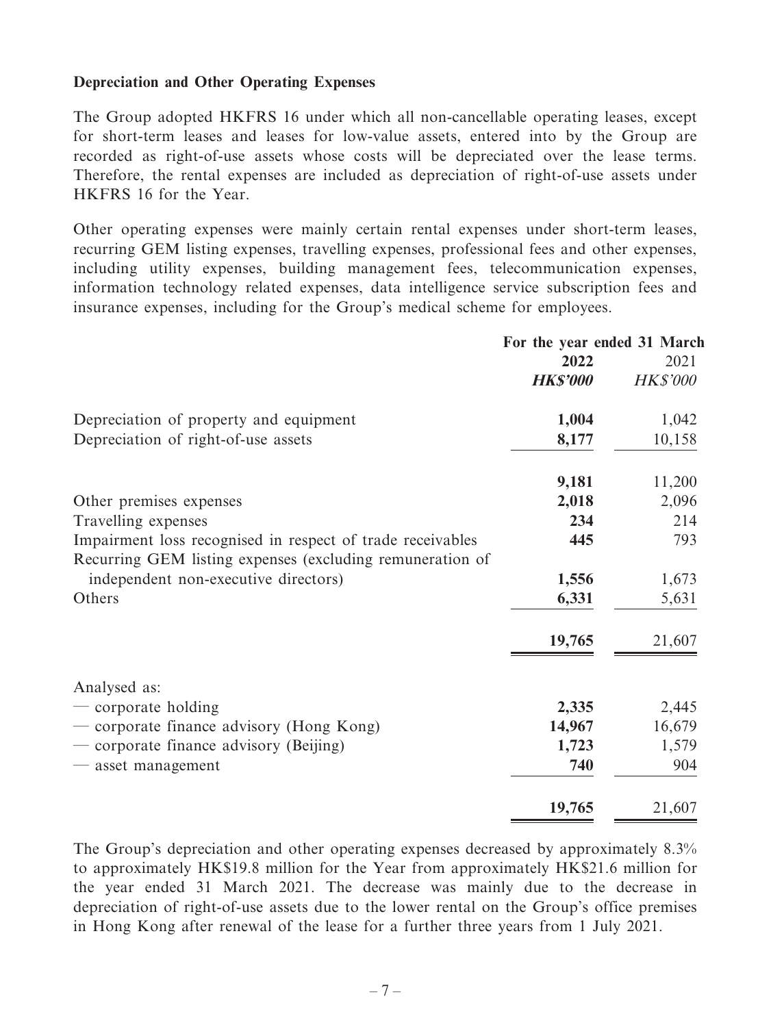**Depreciation and Other Operating Expenses**

The Group adopted HKFRS 16 under which all non-cancellable operating leases, except for short-term leases and leases for low-value assets, entered into by the Group are recorded as right-of-use assets whose costs will be depreciated over the lease terms. Therefore, the rental expenses are included as depreciation of right-of-use assets under HKFRS 16 for the Year.

Other operating expenses were mainly certain rental expenses under short-term leases, recurring GEM listing expenses, travelling expenses, professional fees and other expenses, including utility expenses, building management fees, telecommunication expenses, information technology related expenses, data intelligence service subscription fees and insurance expenses, including for the Group's medical scheme for employees.

| | For the year ended 31 March | |
|---|---|---|
| | **2022** | 2021 |
| | ***HK$'000*** | *HK$'000* |
| Depreciation of property and equipment | **1,004** | 1,042 |
| Depreciation of right-of-use assets | **8,177** | 10,158 |
| | **9,181** | 11,200 |
| Other premises expenses | **2,018** | 2,096 |
| Travelling expenses | **234** | 214 |
| Impairment loss recognised in respect of trade receivables | **445** | 793 |
| Recurring GEM listing expenses (excluding remuneration of independent non-executive directors) | **1,556** | 1,673 |
| Others | **6,331** | 5,631 |
| | **19,765** | 21,607 |
| Analysed as: | | |
| — corporate holding | **2,335** | 2,445 |
| — corporate finance advisory (Hong Kong) | **14,967** | 16,679 |
| — corporate finance advisory (Beijing) | **1,723** | 1,579 |
| — asset management | **740** | 904 |
| | **19,765** | 21,607 |

The Group's depreciation and other operating expenses decreased by approximately 8.3% to approximately HK$19.8 million for the Year from approximately HK$21.6 million for the year ended 31 March 2021. The decrease was mainly due to the decrease in depreciation of right-of-use assets due to the lower rental on the Group's office premises in Hong Kong after renewal of the lease for a further three years from 1 July 2021.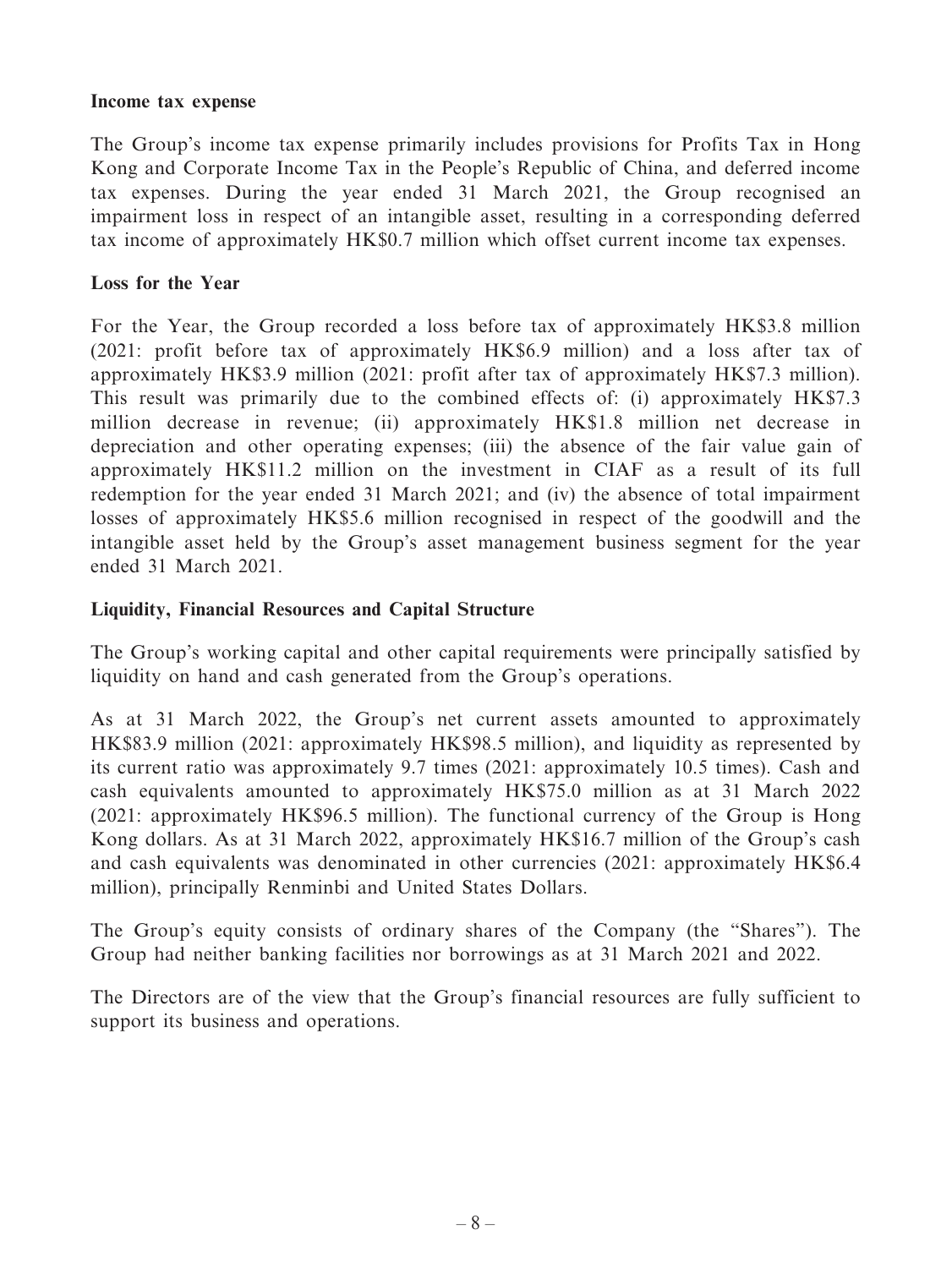**Income tax expense**

The Group's income tax expense primarily includes provisions for Profits Tax in Hong Kong and Corporate Income Tax in the People's Republic of China, and deferred income tax expenses. During the year ended 31 March 2021, the Group recognised an impairment loss in respect of an intangible asset, resulting in a corresponding deferred tax income of approximately HK$0.7 million which offset current income tax expenses.

**Loss for the Year**

For the Year, the Group recorded a loss before tax of approximately HK$3.8 million (2021: profit before tax of approximately HK$6.9 million) and a loss after tax of approximately HK$3.9 million (2021: profit after tax of approximately HK$7.3 million). This result was primarily due to the combined effects of: (i) approximately HK$7.3 million decrease in revenue; (ii) approximately HK$1.8 million net decrease in depreciation and other operating expenses; (iii) the absence of the fair value gain of approximately HK$11.2 million on the investment in CIAF as a result of its full redemption for the year ended 31 March 2021; and (iv) the absence of total impairment losses of approximately HK$5.6 million recognised in respect of the goodwill and the intangible asset held by the Group's asset management business segment for the year ended 31 March 2021.

**Liquidity, Financial Resources and Capital Structure**

The Group's working capital and other capital requirements were principally satisfied by liquidity on hand and cash generated from the Group's operations.

As at 31 March 2022, the Group's net current assets amounted to approximately HK$83.9 million (2021: approximately HK$98.5 million), and liquidity as represented by its current ratio was approximately 9.7 times (2021: approximately 10.5 times). Cash and cash equivalents amounted to approximately HK$75.0 million as at 31 March 2022 (2021: approximately HK$96.5 million). The functional currency of the Group is Hong Kong dollars. As at 31 March 2022, approximately HK$16.7 million of the Group's cash and cash equivalents was denominated in other currencies (2021: approximately HK$6.4 million), principally Renminbi and United States Dollars.

The Group's equity consists of ordinary shares of the Company (the "Shares"). The Group had neither banking facilities nor borrowings as at 31 March 2021 and 2022.

The Directors are of the view that the Group's financial resources are fully sufficient to support its business and operations.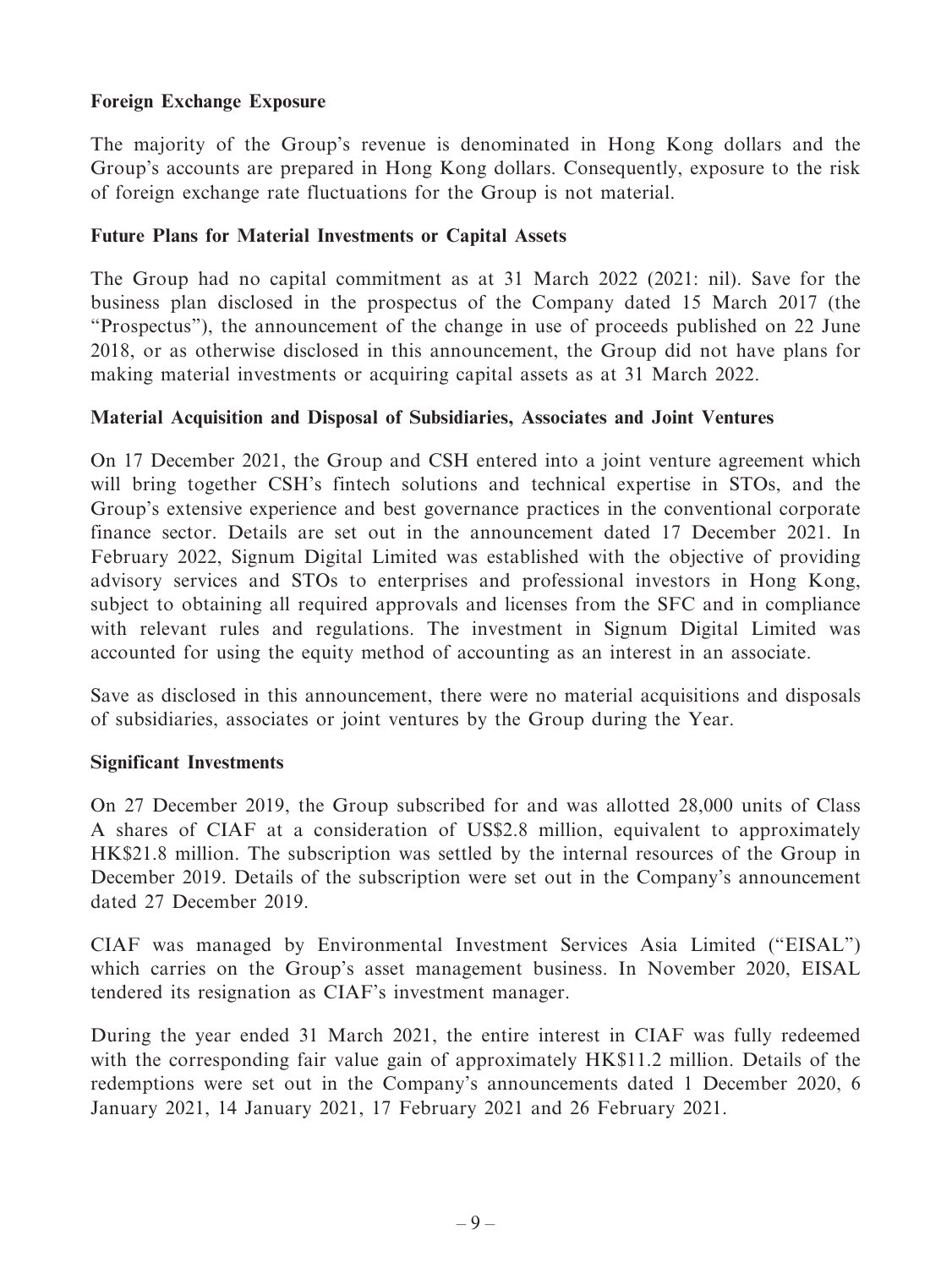**Foreign Exchange Exposure**

The majority of the Group's revenue is denominated in Hong Kong dollars and the Group's accounts are prepared in Hong Kong dollars. Consequently, exposure to the risk of foreign exchange rate fluctuations for the Group is not material.

**Future Plans for Material Investments or Capital Assets**

The Group had no capital commitment as at 31 March 2022 (2021: nil). Save for the business plan disclosed in the prospectus of the Company dated 15 March 2017 (the "Prospectus"), the announcement of the change in use of proceeds published on 22 June 2018, or as otherwise disclosed in this announcement, the Group did not have plans for making material investments or acquiring capital assets as at 31 March 2022.

**Material Acquisition and Disposal of Subsidiaries, Associates and Joint Ventures**

On 17 December 2021, the Group and CSH entered into a joint venture agreement which will bring together CSH's fintech solutions and technical expertise in STOs, and the Group's extensive experience and best governance practices in the conventional corporate finance sector. Details are set out in the announcement dated 17 December 2021. In February 2022, Signum Digital Limited was established with the objective of providing advisory services and STOs to enterprises and professional investors in Hong Kong, subject to obtaining all required approvals and licenses from the SFC and in compliance with relevant rules and regulations. The investment in Signum Digital Limited was accounted for using the equity method of accounting as an interest in an associate.

Save as disclosed in this announcement, there were no material acquisitions and disposals of subsidiaries, associates or joint ventures by the Group during the Year.

**Significant Investments**

On 27 December 2019, the Group subscribed for and was allotted 28,000 units of Class A shares of CIAF at a consideration of US$2.8 million, equivalent to approximately HK$21.8 million. The subscription was settled by the internal resources of the Group in December 2019. Details of the subscription were set out in the Company's announcement dated 27 December 2019.

CIAF was managed by Environmental Investment Services Asia Limited ("EISAL") which carries on the Group's asset management business. In November 2020, EISAL tendered its resignation as CIAF's investment manager.

During the year ended 31 March 2021, the entire interest in CIAF was fully redeemed with the corresponding fair value gain of approximately HK$11.2 million. Details of the redemptions were set out in the Company's announcements dated 1 December 2020, 6 January 2021, 14 January 2021, 17 February 2021 and 26 February 2021.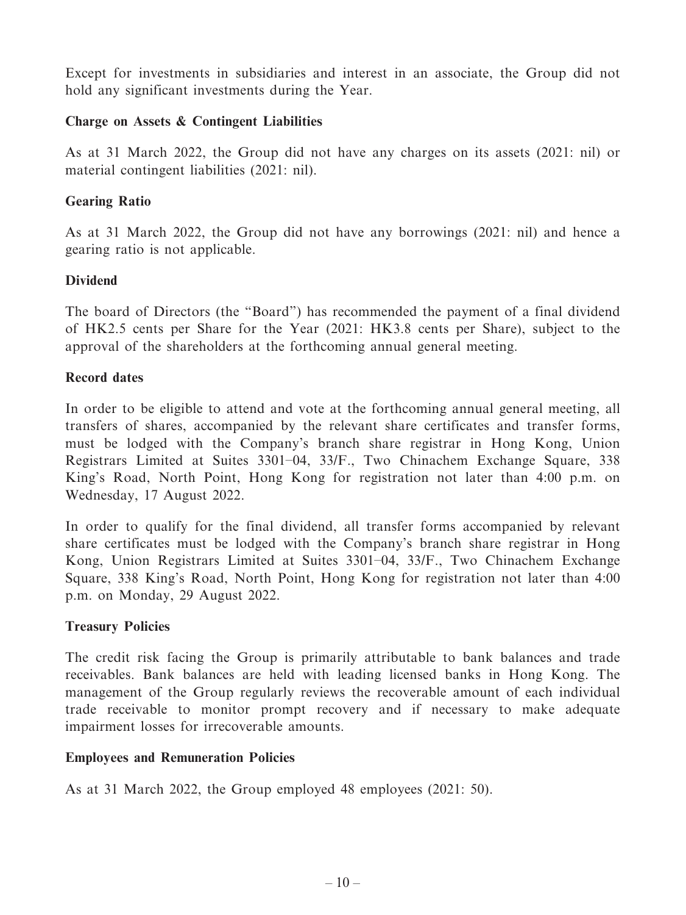Except for investments in subsidiaries and interest in an associate, the Group did not hold any significant investments during the Year.

**Charge on Assets & Contingent Liabilities**

As at 31 March 2022, the Group did not have any charges on its assets (2021: nil) or material contingent liabilities (2021: nil).

**Gearing Ratio**

As at 31 March 2022, the Group did not have any borrowings (2021: nil) and hence a gearing ratio is not applicable.

**Dividend**

The board of Directors (the "Board") has recommended the payment of a final dividend of HK2.5 cents per Share for the Year (2021: HK3.8 cents per Share), subject to the approval of the shareholders at the forthcoming annual general meeting.

**Record dates**

In order to be eligible to attend and vote at the forthcoming annual general meeting, all transfers of shares, accompanied by the relevant share certificates and transfer forms, must be lodged with the Company's branch share registrar in Hong Kong, Union Registrars Limited at Suites 3301–04, 33/F., Two Chinachem Exchange Square, 338 King's Road, North Point, Hong Kong for registration not later than 4:00 p.m. on Wednesday, 17 August 2022.

In order to qualify for the final dividend, all transfer forms accompanied by relevant share certificates must be lodged with the Company's branch share registrar in Hong Kong, Union Registrars Limited at Suites 3301–04, 33/F., Two Chinachem Exchange Square, 338 King's Road, North Point, Hong Kong for registration not later than 4:00 p.m. on Monday, 29 August 2022.

**Treasury Policies**

The credit risk facing the Group is primarily attributable to bank balances and trade receivables. Bank balances are held with leading licensed banks in Hong Kong. The management of the Group regularly reviews the recoverable amount of each individual trade receivable to monitor prompt recovery and if necessary to make adequate impairment losses for irrecoverable amounts.

**Employees and Remuneration Policies**

As at 31 March 2022, the Group employed 48 employees (2021: 50).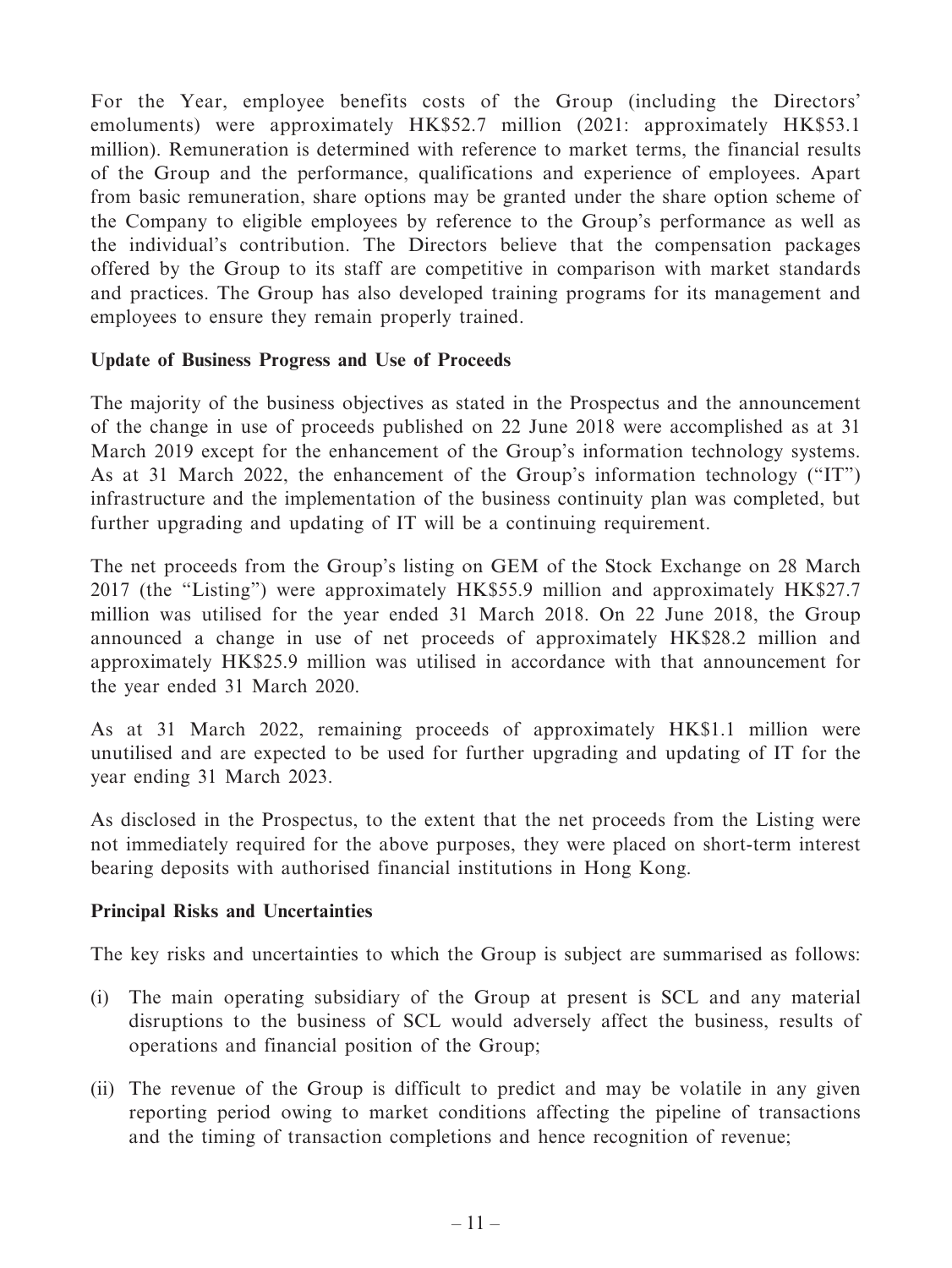For the Year, employee benefits costs of the Group (including the Directors' emoluments) were approximately HK$52.7 million (2021: approximately HK$53.1 million). Remuneration is determined with reference to market terms, the financial results of the Group and the performance, qualifications and experience of employees. Apart from basic remuneration, share options may be granted under the share option scheme of the Company to eligible employees by reference to the Group's performance as well as the individual's contribution. The Directors believe that the compensation packages offered by the Group to its staff are competitive in comparison with market standards and practices. The Group has also developed training programs for its management and employees to ensure they remain properly trained.

**Update of Business Progress and Use of Proceeds**

The majority of the business objectives as stated in the Prospectus and the announcement of the change in use of proceeds published on 22 June 2018 were accomplished as at 31 March 2019 except for the enhancement of the Group's information technology systems. As at 31 March 2022, the enhancement of the Group's information technology ("IT") infrastructure and the implementation of the business continuity plan was completed, but further upgrading and updating of IT will be a continuing requirement.

The net proceeds from the Group's listing on GEM of the Stock Exchange on 28 March 2017 (the "Listing") were approximately HK$55.9 million and approximately HK$27.7 million was utilised for the year ended 31 March 2018. On 22 June 2018, the Group announced a change in use of net proceeds of approximately HK$28.2 million and approximately HK$25.9 million was utilised in accordance with that announcement for the year ended 31 March 2020.

As at 31 March 2022, remaining proceeds of approximately HK$1.1 million were unutilised and are expected to be used for further upgrading and updating of IT for the year ending 31 March 2023.

As disclosed in the Prospectus, to the extent that the net proceeds from the Listing were not immediately required for the above purposes, they were placed on short-term interest bearing deposits with authorised financial institutions in Hong Kong.

**Principal Risks and Uncertainties**

The key risks and uncertainties to which the Group is subject are summarised as follows:

(i) The main operating subsidiary of the Group at present is SCL and any material disruptions to the business of SCL would adversely affect the business, results of operations and financial position of the Group;

(ii) The revenue of the Group is difficult to predict and may be volatile in any given reporting period owing to market conditions affecting the pipeline of transactions and the timing of transaction completions and hence recognition of revenue;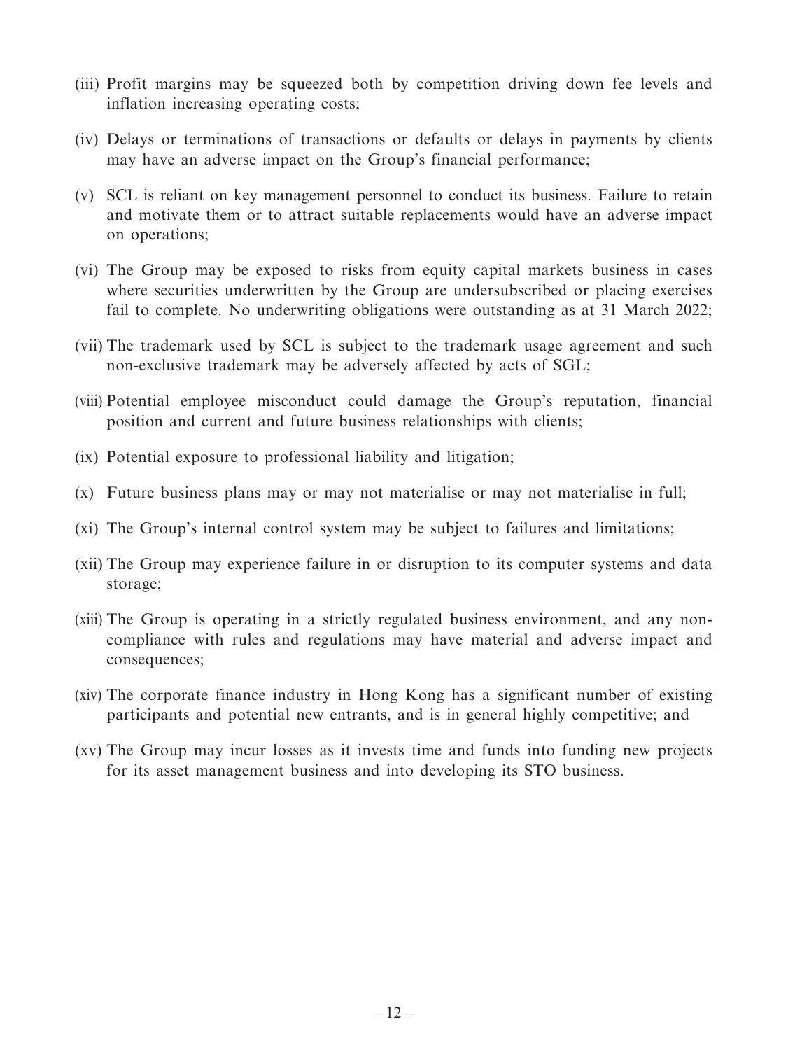(iii) Profit margins may be squeezed both by competition driving down fee levels and inflation increasing operating costs;

(iv) Delays or terminations of transactions or defaults or delays in payments by clients may have an adverse impact on the Group's financial performance;

(v) SCL is reliant on key management personnel to conduct its business. Failure to retain and motivate them or to attract suitable replacements would have an adverse impact on operations;

(vi) The Group may be exposed to risks from equity capital markets business in cases where securities underwritten by the Group are undersubscribed or placing exercises fail to complete. No underwriting obligations were outstanding as at 31 March 2022;

(vii) The trademark used by SCL is subject to the trademark usage agreement and such non-exclusive trademark may be adversely affected by acts of SGL;

(viii) Potential employee misconduct could damage the Group's reputation, financial position and current and future business relationships with clients;

(ix) Potential exposure to professional liability and litigation;

(x) Future business plans may or may not materialise or may not materialise in full;

(xi) The Group's internal control system may be subject to failures and limitations;

(xii) The Group may experience failure in or disruption to its computer systems and data storage;

(xiii) The Group is operating in a strictly regulated business environment, and any non-compliance with rules and regulations may have material and adverse impact and consequences;

(xiv) The corporate finance industry in Hong Kong has a significant number of existing participants and potential new entrants, and is in general highly competitive; and

(xv) The Group may incur losses as it invests time and funds into funding new projects for its asset management business and into developing its STO business.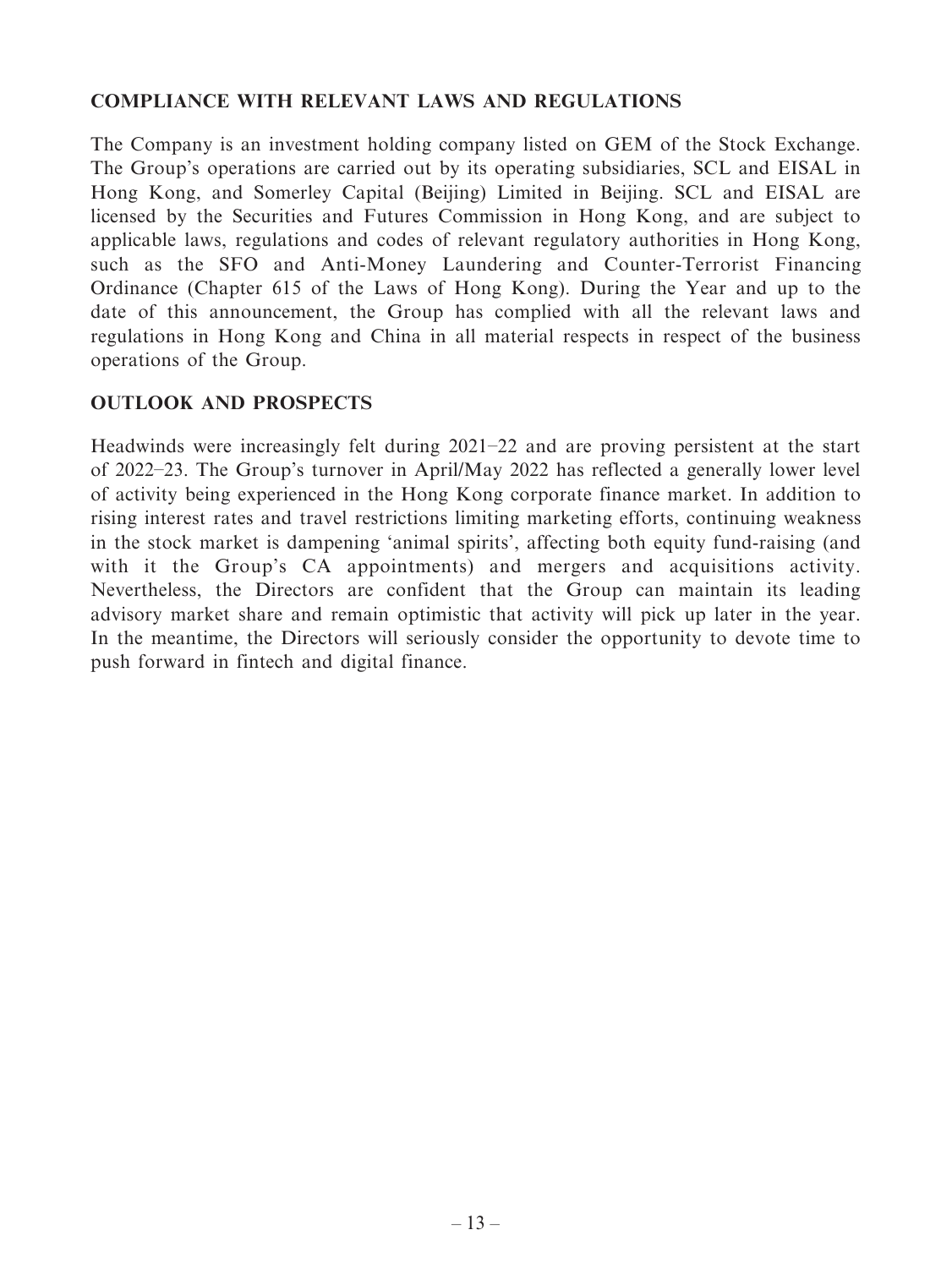## COMPLIANCE WITH RELEVANT LAWS AND REGULATIONS

The Company is an investment holding company listed on GEM of the Stock Exchange. The Group's operations are carried out by its operating subsidiaries, SCL and EISAL in Hong Kong, and Somerley Capital (Beijing) Limited in Beijing. SCL and EISAL are licensed by the Securities and Futures Commission in Hong Kong, and are subject to applicable laws, regulations and codes of relevant regulatory authorities in Hong Kong, such as the SFO and Anti-Money Laundering and Counter-Terrorist Financing Ordinance (Chapter 615 of the Laws of Hong Kong). During the Year and up to the date of this announcement, the Group has complied with all the relevant laws and regulations in Hong Kong and China in all material respects in respect of the business operations of the Group.

## OUTLOOK AND PROSPECTS

Headwinds were increasingly felt during 2021–22 and are proving persistent at the start of 2022–23. The Group's turnover in April/May 2022 has reflected a generally lower level of activity being experienced in the Hong Kong corporate finance market. In addition to rising interest rates and travel restrictions limiting marketing efforts, continuing weakness in the stock market is dampening 'animal spirits', affecting both equity fund-raising (and with it the Group's CA appointments) and mergers and acquisitions activity. Nevertheless, the Directors are confident that the Group can maintain its leading advisory market share and remain optimistic that activity will pick up later in the year. In the meantime, the Directors will seriously consider the opportunity to devote time to push forward in fintech and digital finance.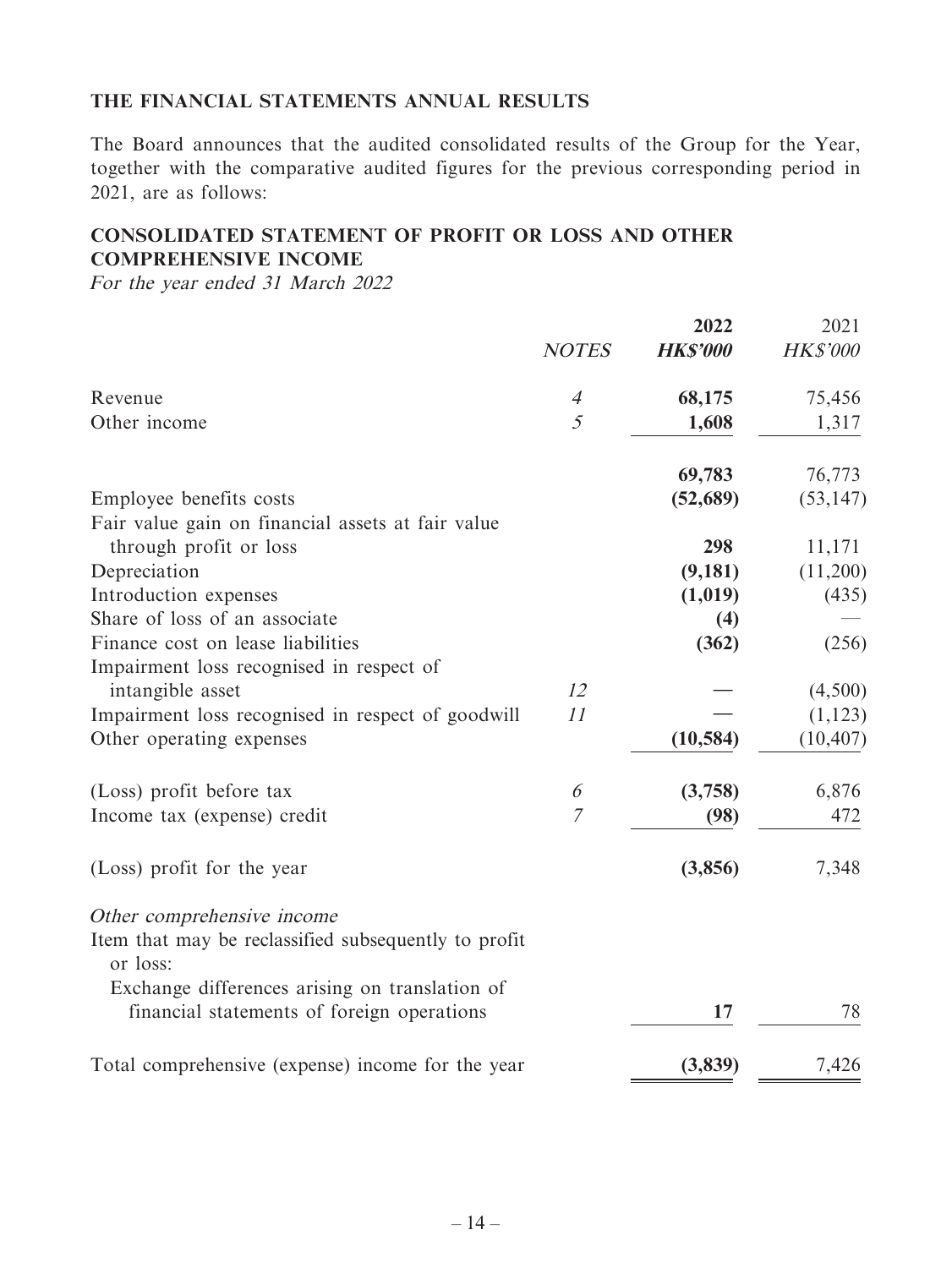## THE FINANCIAL STATEMENTS ANNUAL RESULTS

The Board announces that the audited consolidated results of the Group for the Year, together with the comparative audited figures for the previous corresponding period in 2021, are as follows:

## CONSOLIDATED STATEMENT OF PROFIT OR LOSS AND OTHER COMPREHENSIVE INCOME

*For the year ended 31 March 2022*

| | *NOTES* | **2022** *HK$'000* | 2021 *HK$'000* |
|---|---|---|---|
| Revenue | *4* | **68,175** | 75,456 |
| Other income | *5* | **1,608** | 1,317 |
| | | **69,783** | 76,773 |
| Employee benefits costs | | **(52,689)** | (53,147) |
| Fair value gain on financial assets at fair value through profit or loss | | **298** | 11,171 |
| Depreciation | | **(9,181)** | (11,200) |
| Introduction expenses | | **(1,019)** | (435) |
| Share of loss of an associate | | **(4)** | — |
| Finance cost on lease liabilities | | **(362)** | (256) |
| Impairment loss recognised in respect of intangible asset | *12* | **—** | (4,500) |
| Impairment loss recognised in respect of goodwill | *11* | **—** | (1,123) |
| Other operating expenses | | **(10,584)** | (10,407) |
| (Loss) profit before tax | *6* | **(3,758)** | 6,876 |
| Income tax (expense) credit | *7* | **(98)** | 472 |
| (Loss) profit for the year | | **(3,856)** | 7,348 |
| *Other comprehensive income* | | | |
| Item that may be reclassified subsequently to profit or loss: | | | |
| Exchange differences arising on translation of financial statements of foreign operations | | **17** | 78 |
| Total comprehensive (expense) income for the year | | **(3,839)** | 7,426 |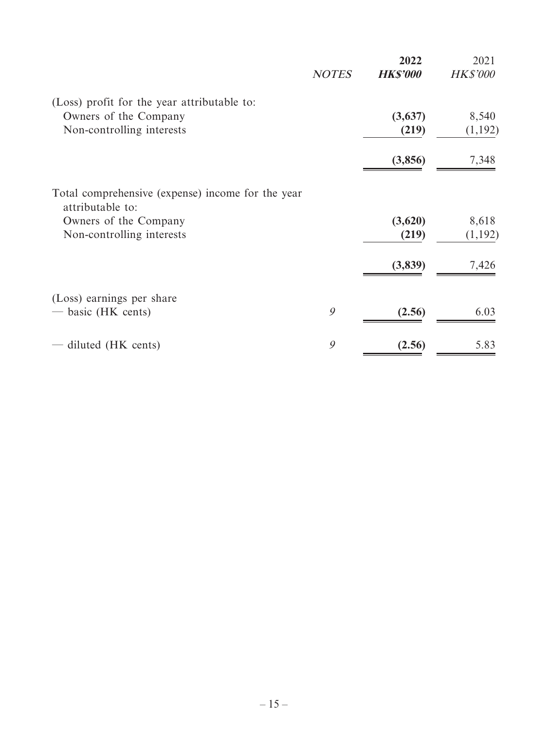| | NOTES | 2022 HK$'000 | 2021 HK$'000 |
|---|---|---|---|
| (Loss) profit for the year attributable to: | | | |
| Owners of the Company | | **(3,637)** | 8,540 |
| Non-controlling interests | | **(219)** | (1,192) |
| | | **(3,856)** | 7,348 |
| Total comprehensive (expense) income for the year attributable to: | | | |
| Owners of the Company | | **(3,620)** | 8,618 |
| Non-controlling interests | | **(219)** | (1,192) |
| | | **(3,839)** | 7,426 |
| (Loss) earnings per share | | | |
| — basic (HK cents) | *9* | **(2.56)** | 6.03 |
| — diluted (HK cents) | *9* | **(2.56)** | 5.83 |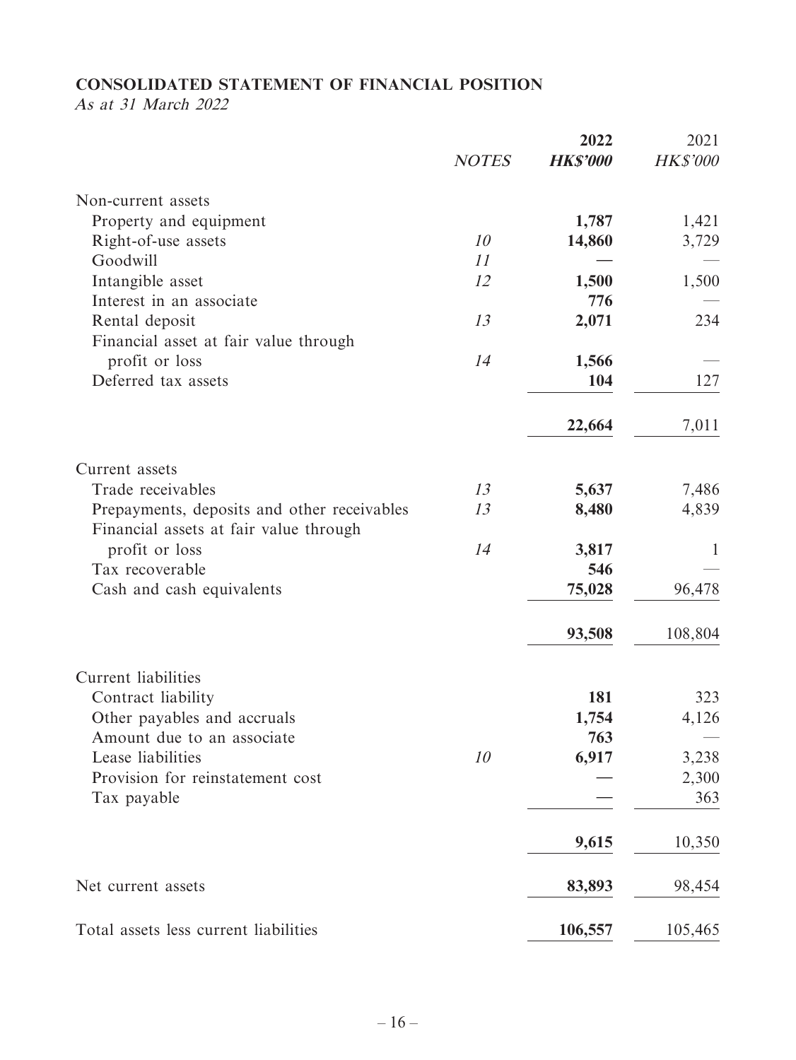## CONSOLIDATED STATEMENT OF FINANCIAL POSITION

*As at 31 March 2022*

| | *NOTES* | **2022** | 2021 |
|---|---|---|---|
| | | ***HK$'000*** | *HK$'000* |
| Non-current assets | | | |
| Property and equipment | | **1,787** | 1,421 |
| Right-of-use assets | *10* | **14,860** | 3,729 |
| Goodwill | *11* | **—** | — |
| Intangible asset | *12* | **1,500** | 1,500 |
| Interest in an associate | | **776** | — |
| Rental deposit | *13* | **2,071** | 234 |
| Financial asset at fair value through profit or loss | *14* | **1,566** | — |
| Deferred tax assets | | **104** | 127 |
| | | **22,664** | 7,011 |
| Current assets | | | |
| Trade receivables | *13* | **5,637** | 7,486 |
| Prepayments, deposits and other receivables | *13* | **8,480** | 4,839 |
| Financial assets at fair value through profit or loss | *14* | **3,817** | 1 |
| Tax recoverable | | **546** | — |
| Cash and cash equivalents | | **75,028** | 96,478 |
| | | **93,508** | 108,804 |
| Current liabilities | | | |
| Contract liability | | **181** | 323 |
| Other payables and accruals | | **1,754** | 4,126 |
| Amount due to an associate | | **763** | — |
| Lease liabilities | *10* | **6,917** | 3,238 |
| Provision for reinstatement cost | | **—** | 2,300 |
| Tax payable | | **—** | 363 |
| | | **9,615** | 10,350 |
| Net current assets | | **83,893** | 98,454 |
| Total assets less current liabilities | | **106,557** | 105,465 |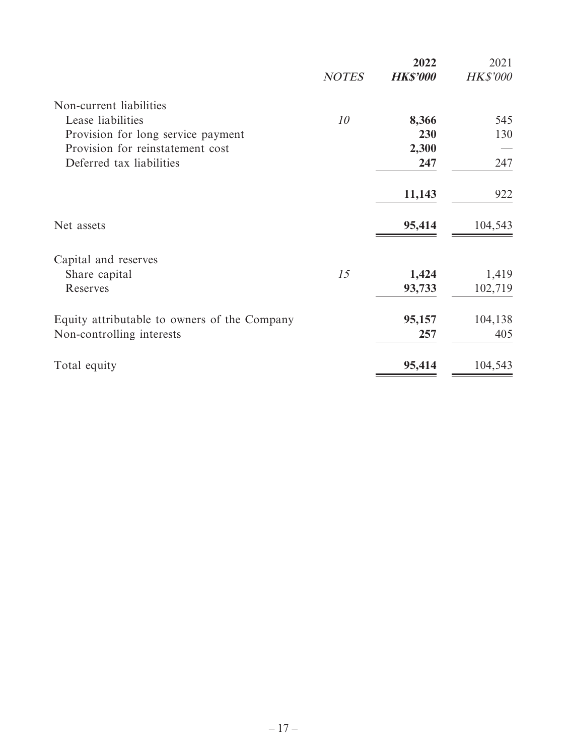| | NOTES | 2022 HK$'000 | 2021 HK$'000 |
|---|---|---|---|
| Non-current liabilities | | | |
| Lease liabilities | *10* | **8,366** | 545 |
| Provision for long service payment | | **230** | 130 |
| Provision for reinstatement cost | | **2,300** | — |
| Deferred tax liabilities | | **247** | 247 |
| | | **11,143** | 922 |
| Net assets | | **95,414** | 104,543 |
| Capital and reserves | | | |
| Share capital | *15* | **1,424** | 1,419 |
| Reserves | | **93,733** | 102,719 |
| Equity attributable to owners of the Company | | **95,157** | 104,138 |
| Non-controlling interests | | **257** | 405 |
| Total equity | | **95,414** | 104,543 |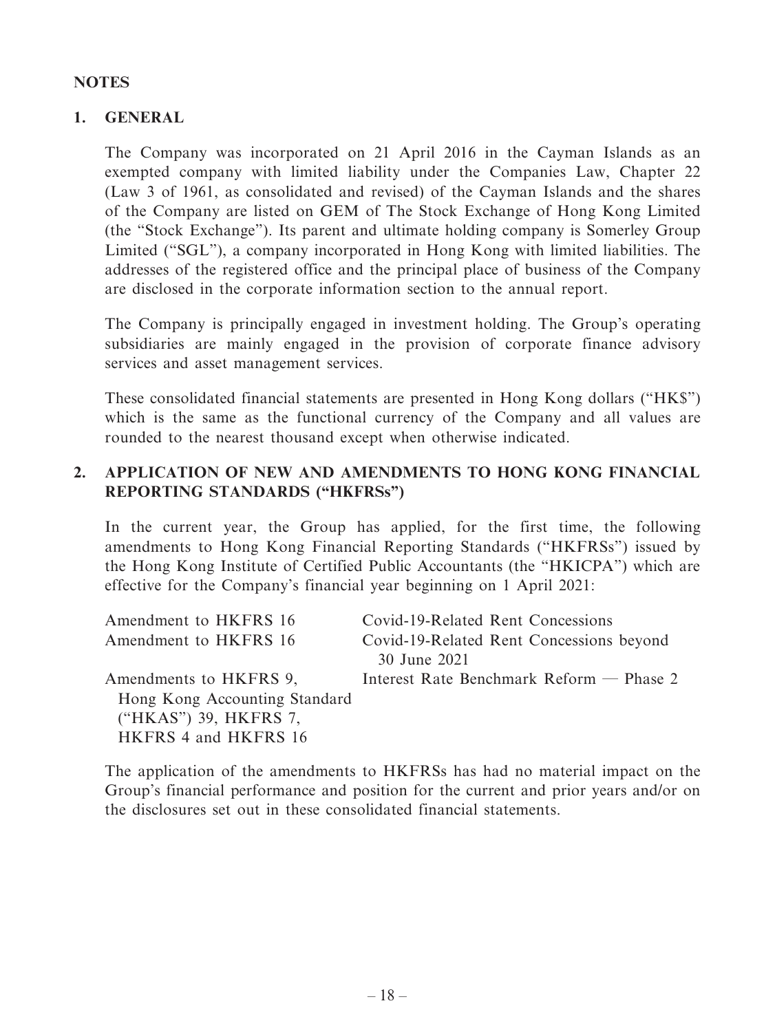## NOTES

### 1. GENERAL

The Company was incorporated on 21 April 2016 in the Cayman Islands as an exempted company with limited liability under the Companies Law, Chapter 22 (Law 3 of 1961, as consolidated and revised) of the Cayman Islands and the shares of the Company are listed on GEM of The Stock Exchange of Hong Kong Limited (the "Stock Exchange"). Its parent and ultimate holding company is Somerley Group Limited ("SGL"), a company incorporated in Hong Kong with limited liabilities. The addresses of the registered office and the principal place of business of the Company are disclosed in the corporate information section to the annual report.

The Company is principally engaged in investment holding. The Group's operating subsidiaries are mainly engaged in the provision of corporate finance advisory services and asset management services.

These consolidated financial statements are presented in Hong Kong dollars ("HK$") which is the same as the functional currency of the Company and all values are rounded to the nearest thousand except when otherwise indicated.

### 2. APPLICATION OF NEW AND AMENDMENTS TO HONG KONG FINANCIAL REPORTING STANDARDS ("HKFRSs")

In the current year, the Group has applied, for the first time, the following amendments to Hong Kong Financial Reporting Standards ("HKFRSs") issued by the Hong Kong Institute of Certified Public Accountants (the "HKICPA") which are effective for the Company's financial year beginning on 1 April 2021:

| | |
|---|---|
| Amendment to HKFRS 16 | Covid-19-Related Rent Concessions |
| Amendment to HKFRS 16 | Covid-19-Related Rent Concessions beyond 30 June 2021 |
| Amendments to HKFRS 9, Hong Kong Accounting Standard ("HKAS") 39, HKFRS 7, HKFRS 4 and HKFRS 16 | Interest Rate Benchmark Reform — Phase 2 |

The application of the amendments to HKFRSs has had no material impact on the Group's financial performance and position for the current and prior years and/or on the disclosures set out in these consolidated financial statements.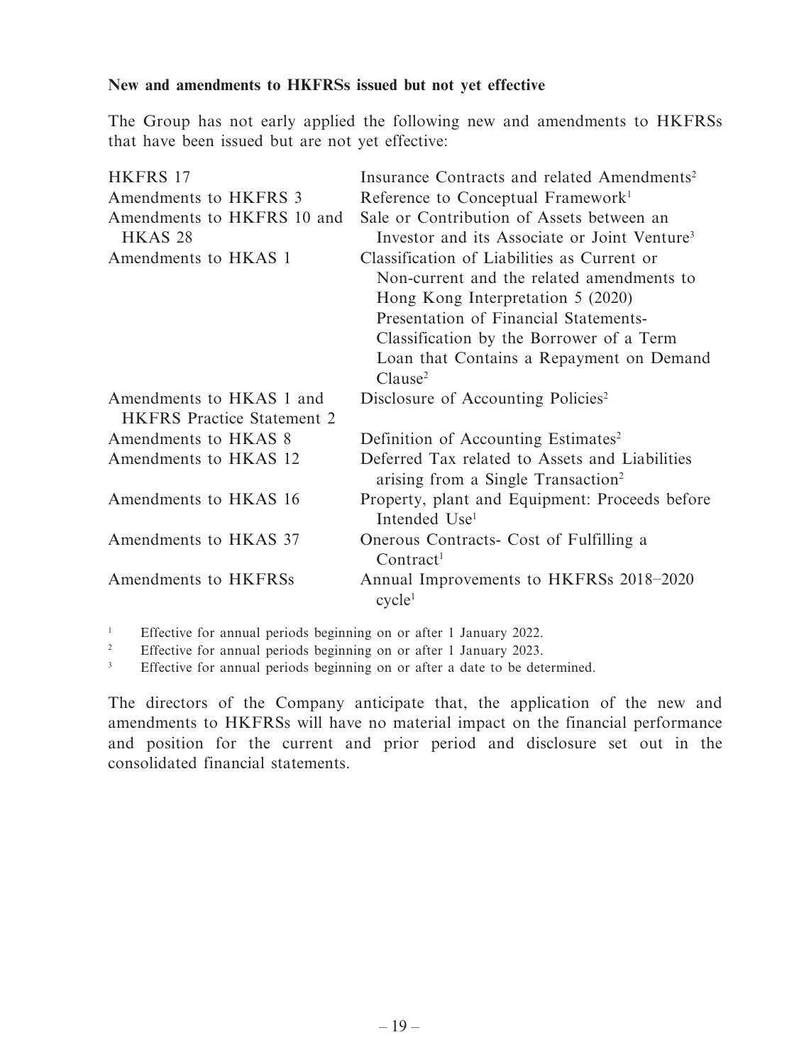**New and amendments to HKFRSs issued but not yet effective**

The Group has not early applied the following new and amendments to HKFRSs that have been issued but are not yet effective:

| | |
|---|---|
| HKFRS 17 | Insurance Contracts and related Amendments[2] |
| Amendments to HKFRS 3 | Reference to Conceptual Framework[1] |
| Amendments to HKFRS 10 and HKAS 28 | Sale or Contribution of Assets between an Investor and its Associate or Joint Venture[3] |
| Amendments to HKAS 1 | Classification of Liabilities as Current or Non-current and the related amendments to Hong Kong Interpretation 5 (2020) Presentation of Financial Statements-Classification by the Borrower of a Term Loan that Contains a Repayment on Demand Clause[2] |
| Amendments to HKAS 1 and HKFRS Practice Statement 2 | Disclosure of Accounting Policies[2] |
| Amendments to HKAS 8 | Definition of Accounting Estimates[2] |
| Amendments to HKAS 12 | Deferred Tax related to Assets and Liabilities arising from a Single Transaction[2] |
| Amendments to HKAS 16 | Property, plant and Equipment: Proceeds before Intended Use[1] |
| Amendments to HKAS 37 | Onerous Contracts- Cost of Fulfilling a Contract[1] |
| Amendments to HKFRSs | Annual Improvements to HKFRSs 2018–2020 cycle[1] |

[1] Effective for annual periods beginning on or after 1 January 2022.

[2] Effective for annual periods beginning on or after 1 January 2023.

[3] Effective for annual periods beginning on or after a date to be determined.

The directors of the Company anticipate that, the application of the new and amendments to HKFRSs will have no material impact on the financial performance and position for the current and prior period and disclosure set out in the consolidated financial statements.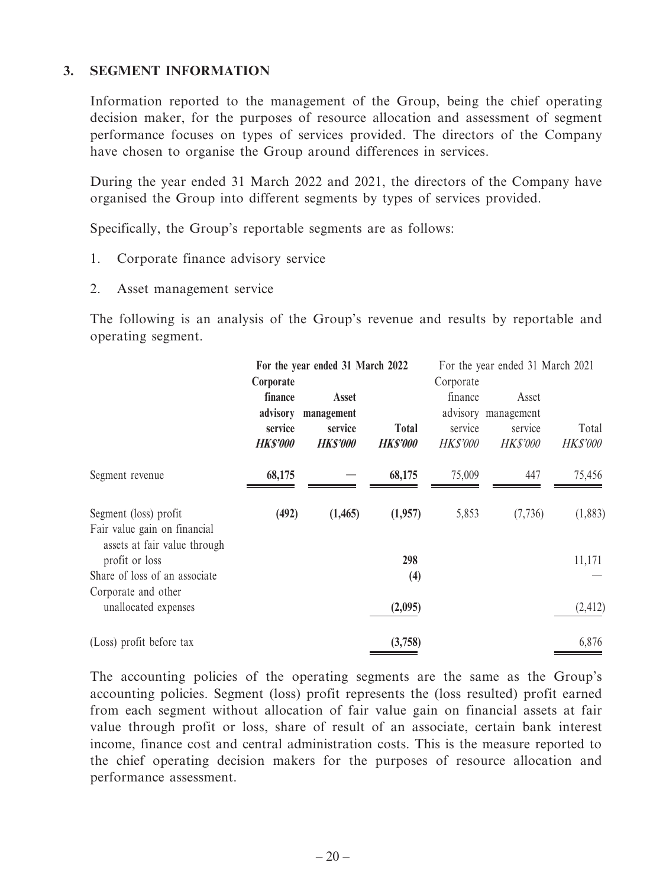## 3. SEGMENT INFORMATION

Information reported to the management of the Group, being the chief operating decision maker, for the purposes of resource allocation and assessment of segment performance focuses on types of services provided. The directors of the Company have chosen to organise the Group around differences in services.

During the year ended 31 March 2022 and 2021, the directors of the Company have organised the Group into different segments by types of services provided.

Specifically, the Group's reportable segments are as follows:

1. Corporate finance advisory service
2. Asset management service

The following is an analysis of the Group's revenue and results by reportable and operating segment.

| | **For the year ended 31 March 2022** | | | For the year ended 31 March 2021 | | |
|---|---|---|---|---|---|---|
| | **Corporate finance advisory service** | **Asset management service** | **Total** | Corporate finance advisory service | Asset management service | Total |
| | ***HK$'000*** | ***HK$'000*** | ***HK$'000*** | *HK$'000* | *HK$'000* | *HK$'000* |
| Segment revenue | **68,175** | **—** | **68,175** | 75,009 | 447 | 75,456 |
| Segment (loss) profit | **(492)** | **(1,465)** | **(1,957)** | 5,853 | (7,736) | (1,883) |
| Fair value gain on financial assets at fair value through profit or loss | | | **298** | | | 11,171 |
| Share of loss of an associate | | | **(4)** | | | — |
| Corporate and other unallocated expenses | | | **(2,095)** | | | (2,412) |
| (Loss) profit before tax | | | **(3,758)** | | | 6,876 |

The accounting policies of the operating segments are the same as the Group's accounting policies. Segment (loss) profit represents the (loss resulted) profit earned from each segment without allocation of fair value gain on financial assets at fair value through profit or loss, share of result of an associate, certain bank interest income, finance cost and central administration costs. This is the measure reported to the chief operating decision makers for the purposes of resource allocation and performance assessment.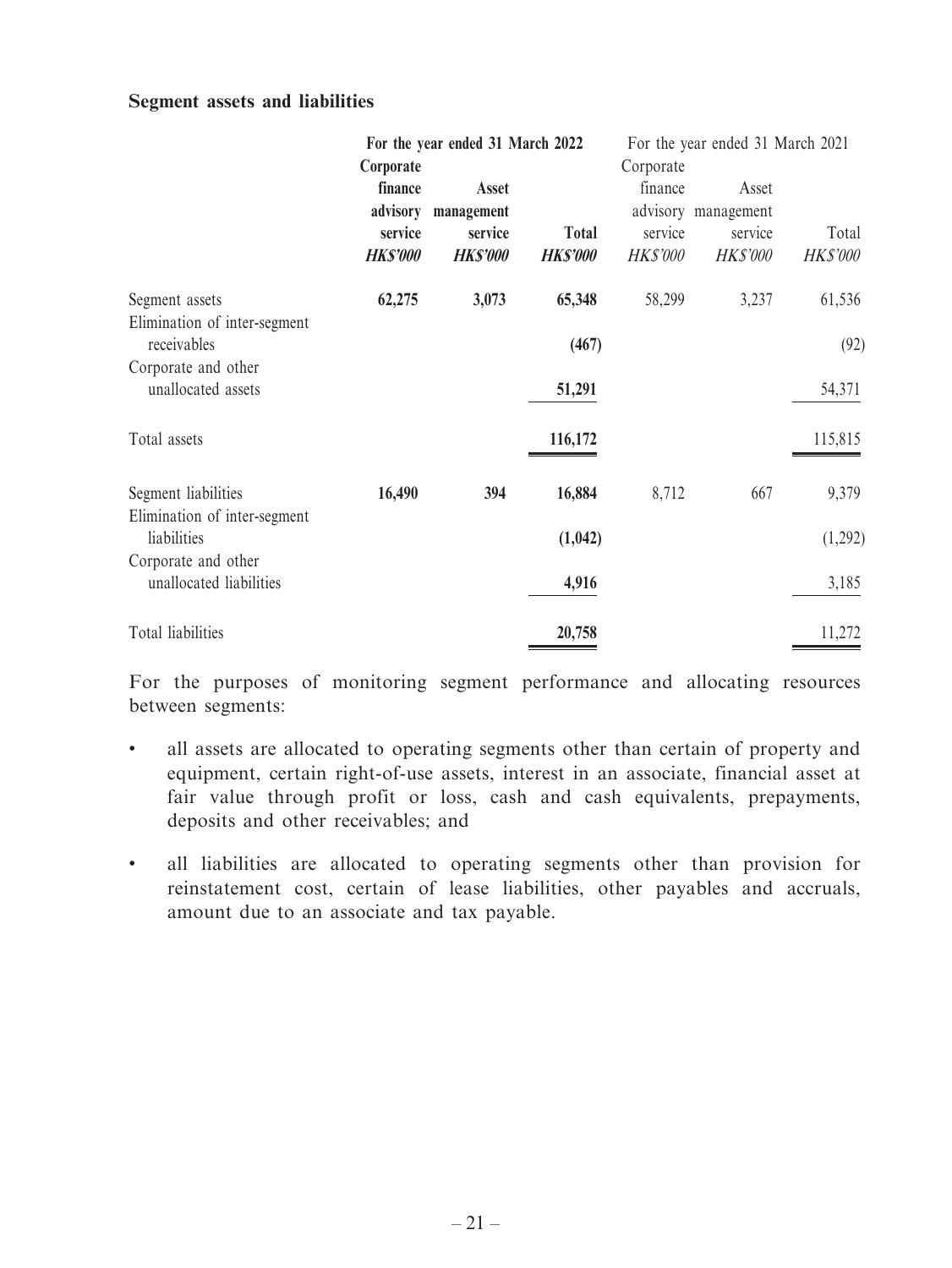**Segment assets and liabilities**

| | For the year ended 31 March 2022 | | | For the year ended 31 March 2021 | | |
|---|---|---|---|---|---|---|
| | **Corporate finance advisory service** | **Asset management service** | **Total** | Corporate finance advisory service | Asset management service | Total |
| | ***HK$'000*** | ***HK$'000*** | ***HK$'000*** | *HK$'000* | *HK$'000* | *HK$'000* |
| Segment assets | **62,275** | **3,073** | **65,348** | 58,299 | 3,237 | 61,536 |
| Elimination of inter-segment receivables | | | **(467)** | | | (92) |
| Corporate and other unallocated assets | | | **51,291** | | | 54,371 |
| Total assets | | | **116,172** | | | 115,815 |
| Segment liabilities | **16,490** | **394** | **16,884** | 8,712 | 667 | 9,379 |
| Elimination of inter-segment liabilities | | | **(1,042)** | | | (1,292) |
| Corporate and other unallocated liabilities | | | **4,916** | | | 3,185 |
| Total liabilities | | | **20,758** | | | 11,272 |

For the purposes of monitoring segment performance and allocating resources between segments:

- all assets are allocated to operating segments other than certain of property and equipment, certain right-of-use assets, interest in an associate, financial asset at fair value through profit or loss, cash and cash equivalents, prepayments, deposits and other receivables; and
- all liabilities are allocated to operating segments other than provision for reinstatement cost, certain of lease liabilities, other payables and accruals, amount due to an associate and tax payable.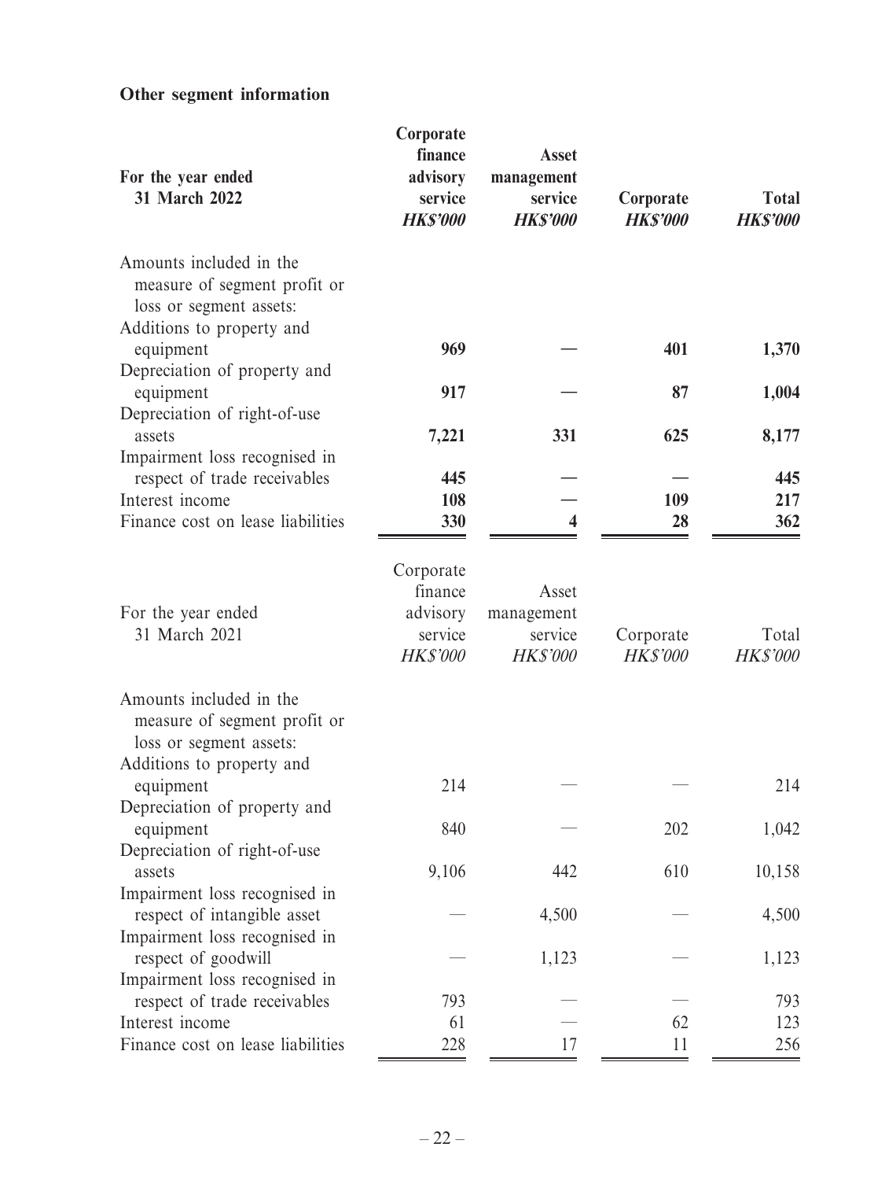**Other segment information**

| For the year ended 31 March 2022 | Corporate finance advisory service *HK$'000* | Asset management service *HK$'000* | Corporate *HK$'000* | Total *HK$'000* |
|---|---|---|---|---|
| Amounts included in the measure of segment profit or loss or segment assets: | | | | |
| Additions to property and equipment | **969** | **—** | **401** | **1,370** |
| Depreciation of property and equipment | **917** | **—** | **87** | **1,004** |
| Depreciation of right-of-use assets | **7,221** | **331** | **625** | **8,177** |
| Impairment loss recognised in respect of trade receivables | **445** | **—** | **—** | **445** |
| Interest income | **108** | **—** | **109** | **217** |
| Finance cost on lease liabilities | **330** | **4** | **28** | **362** |

| For the year ended 31 March 2021 | Corporate finance advisory service *HK$'000* | Asset management service *HK$'000* | Corporate *HK$'000* | Total *HK$'000* |
|---|---|---|---|---|
| Amounts included in the measure of segment profit or loss or segment assets: | | | | |
| Additions to property and equipment | 214 | — | — | 214 |
| Depreciation of property and equipment | 840 | — | 202 | 1,042 |
| Depreciation of right-of-use assets | 9,106 | 442 | 610 | 10,158 |
| Impairment loss recognised in respect of intangible asset | — | 4,500 | — | 4,500 |
| Impairment loss recognised in respect of goodwill | — | 1,123 | — | 1,123 |
| Impairment loss recognised in respect of trade receivables | 793 | — | — | 793 |
| Interest income | 61 | — | 62 | 123 |
| Finance cost on lease liabilities | 228 | 17 | 11 | 256 |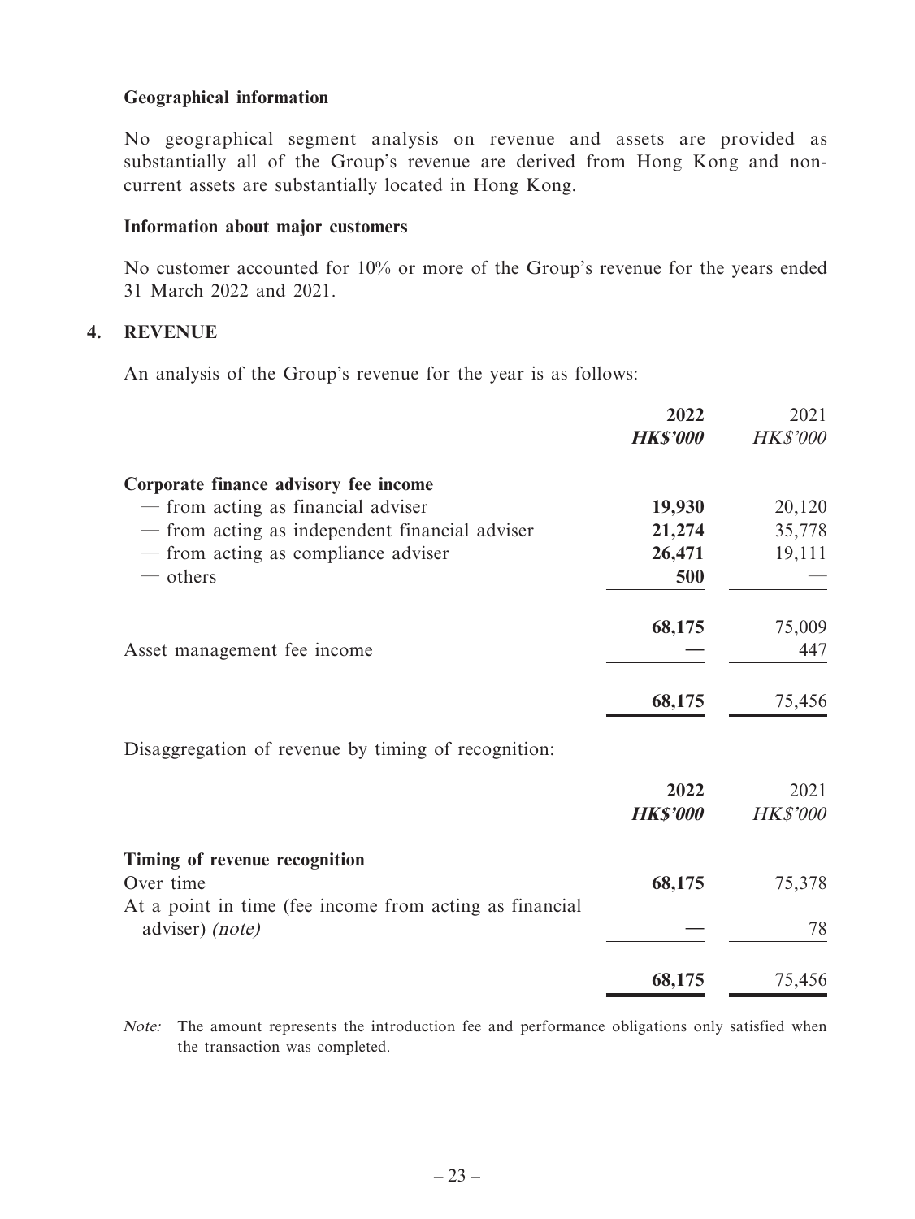**Geographical information**

No geographical segment analysis on revenue and assets are provided as substantially all of the Group's revenue are derived from Hong Kong and non-current assets are substantially located in Hong Kong.

**Information about major customers**

No customer accounted for 10% or more of the Group's revenue for the years ended 31 March 2022 and 2021.

## 4. REVENUE

An analysis of the Group's revenue for the year is as follows:

| | 2022 | 2021 |
|---|---|---|
| | ***HK$'000*** | *HK$'000* |
| **Corporate finance advisory fee income** | | |
| — from acting as financial adviser | **19,930** | 20,120 |
| — from acting as independent financial adviser | **21,274** | 35,778 |
| — from acting as compliance adviser | **26,471** | 19,111 |
| — others | **500** | — |
| | **68,175** | 75,009 |
| Asset management fee income | **—** | 447 |
| | **68,175** | 75,456 |

Disaggregation of revenue by timing of recognition:

| | 2022 | 2021 |
|---|---|---|
| | ***HK$'000*** | *HK$'000* |
| **Timing of revenue recognition** | | |
| Over time | **68,175** | 75,378 |
| At a point in time (fee income from acting as financial adviser) *(note)* | **—** | 78 |
| | **68,175** | 75,456 |

*Note:* The amount represents the introduction fee and performance obligations only satisfied when the transaction was completed.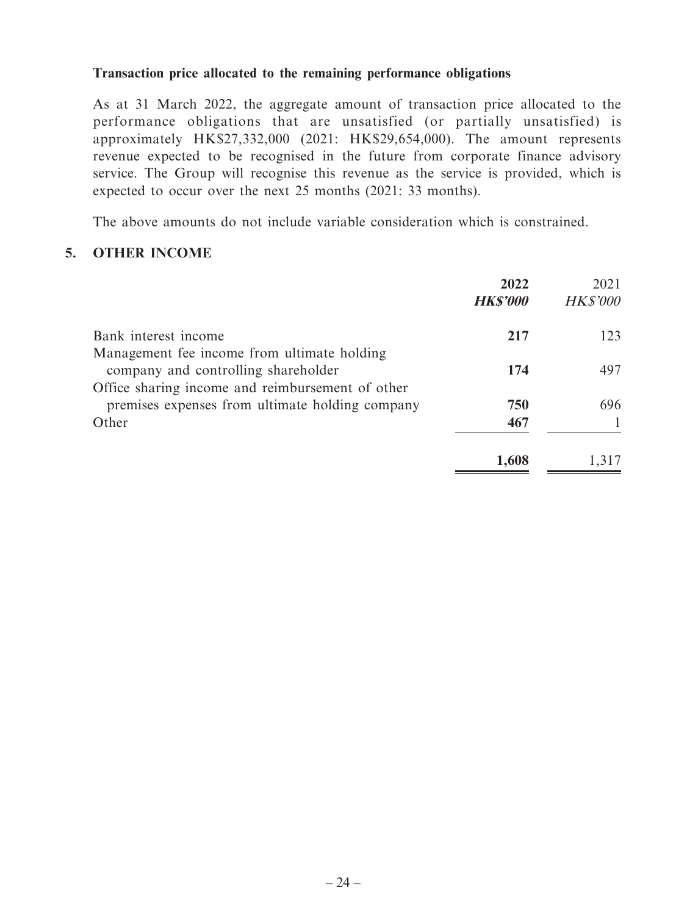**Transaction price allocated to the remaining performance obligations**

As at 31 March 2022, the aggregate amount of transaction price allocated to the performance obligations that are unsatisfied (or partially unsatisfied) is approximately HK$27,332,000 (2021: HK$29,654,000). The amount represents revenue expected to be recognised in the future from corporate finance advisory service. The Group will recognise this revenue as the service is provided, which is expected to occur over the next 25 months (2021: 33 months).

The above amounts do not include variable consideration which is constrained.

## 5. OTHER INCOME

| | **2022** | 2021 |
|---|---|---|
| | ***HK$'000*** | *HK$'000* |
| Bank interest income | **217** | 123 |
| Management fee income from ultimate holding company and controlling shareholder | **174** | 497 |
| Office sharing income and reimbursement of other premises expenses from ultimate holding company | **750** | 696 |
| Other | **467** | 1 |
| | **1,608** | 1,317 |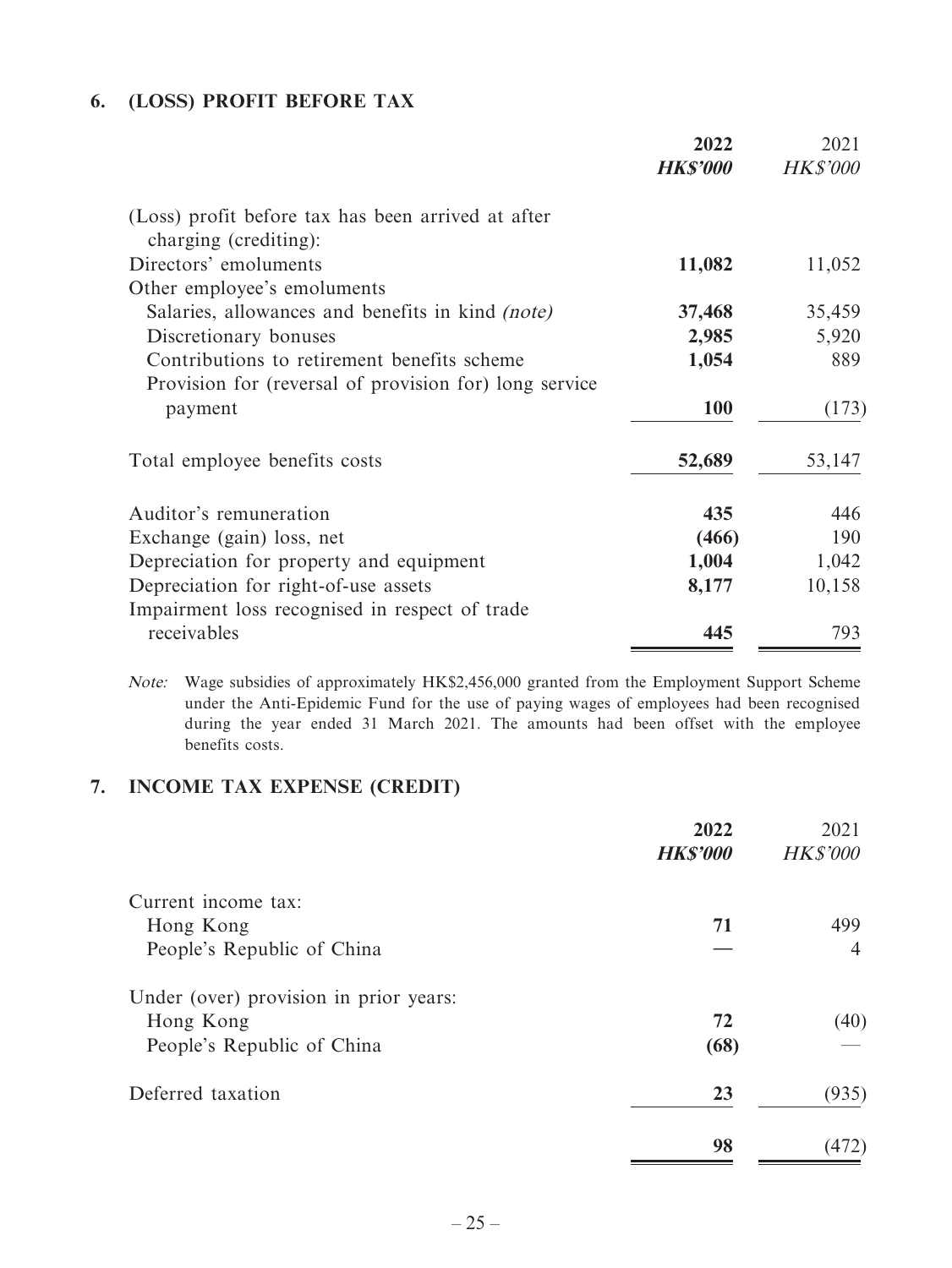## 6. (LOSS) PROFIT BEFORE TAX

| | 2022<br>*HK$'000* | 2021<br>*HK$'000* |
|---|---|---|
| (Loss) profit before tax has been arrived at after charging (crediting): | | |
| Directors' emoluments | **11,082** | 11,052 |
| Other employee's emoluments | | |
| Salaries, allowances and benefits in kind *(note)* | **37,468** | 35,459 |
| Discretionary bonuses | **2,985** | 5,920 |
| Contributions to retirement benefits scheme | **1,054** | 889 |
| Provision for (reversal of provision for) long service payment | **100** | (173) |
| Total employee benefits costs | **52,689** | 53,147 |
| Auditor's remuneration | **435** | 446 |
| Exchange (gain) loss, net | **(466)** | 190 |
| Depreciation for property and equipment | **1,004** | 1,042 |
| Depreciation for right-of-use assets | **8,177** | 10,158 |
| Impairment loss recognised in respect of trade receivables | **445** | 793 |

*Note:* Wage subsidies of approximately HK$2,456,000 granted from the Employment Support Scheme under the Anti-Epidemic Fund for the use of paying wages of employees had been recognised during the year ended 31 March 2021. The amounts had been offset with the employee benefits costs.

## 7. INCOME TAX EXPENSE (CREDIT)

| | 2022<br>*HK$'000* | 2021<br>*HK$'000* |
|---|---|---|
| Current income tax: | | |
| Hong Kong | **71** | 499 |
| People's Republic of China | **—** | 4 |
| Under (over) provision in prior years: | | |
| Hong Kong | **72** | (40) |
| People's Republic of China | **(68)** | — |
| Deferred taxation | **23** | (935) |
| | **98** | (472) |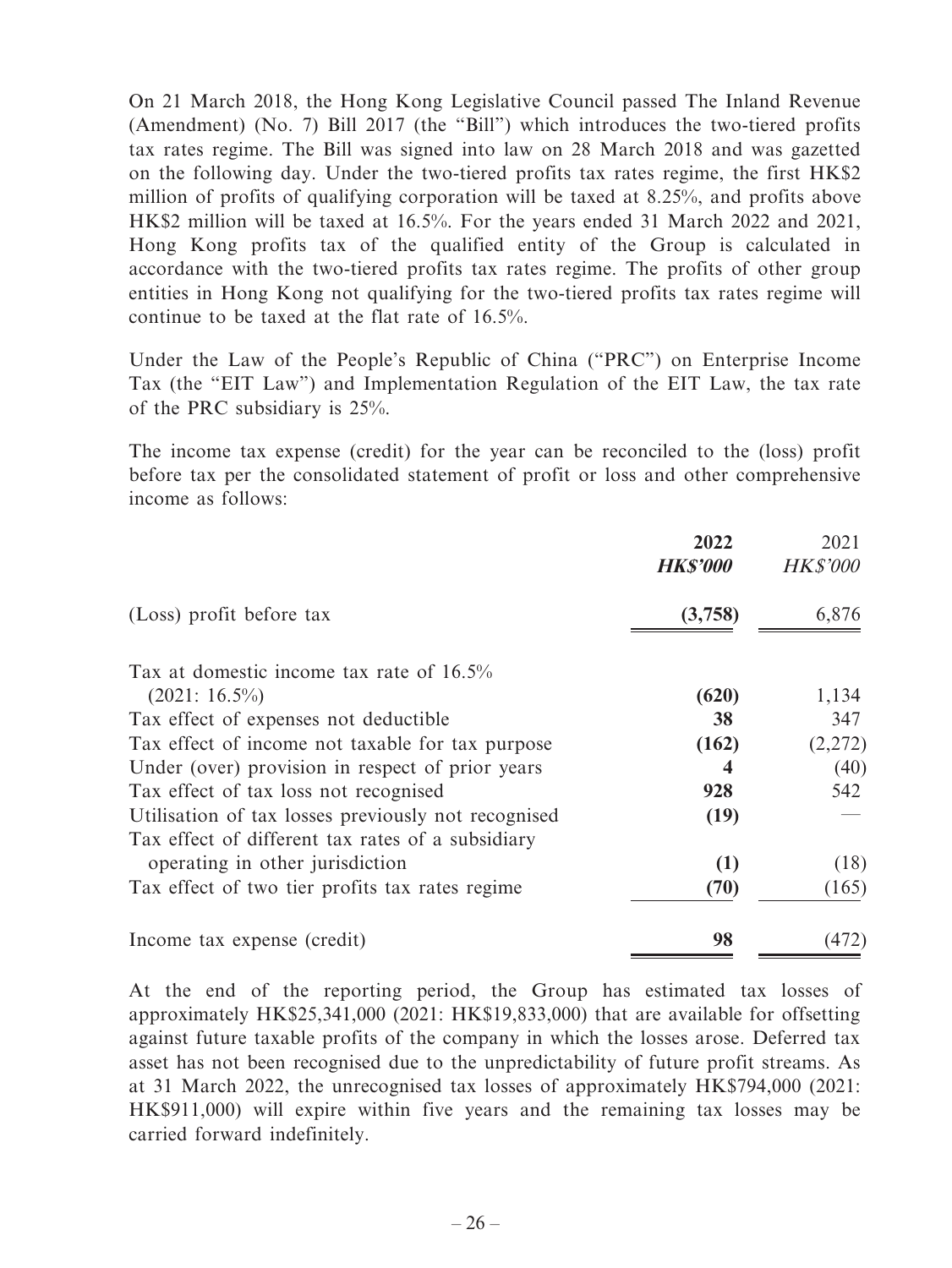On 21 March 2018, the Hong Kong Legislative Council passed The Inland Revenue (Amendment) (No. 7) Bill 2017 (the "Bill") which introduces the two-tiered profits tax rates regime. The Bill was signed into law on 28 March 2018 and was gazetted on the following day. Under the two-tiered profits tax rates regime, the first HK$2 million of profits of qualifying corporation will be taxed at 8.25%, and profits above HK$2 million will be taxed at 16.5%. For the years ended 31 March 2022 and 2021, Hong Kong profits tax of the qualified entity of the Group is calculated in accordance with the two-tiered profits tax rates regime. The profits of other group entities in Hong Kong not qualifying for the two-tiered profits tax rates regime will continue to be taxed at the flat rate of 16.5%.

Under the Law of the People's Republic of China ("PRC") on Enterprise Income Tax (the "EIT Law") and Implementation Regulation of the EIT Law, the tax rate of the PRC subsidiary is 25%.

The income tax expense (credit) for the year can be reconciled to the (loss) profit before tax per the consolidated statement of profit or loss and other comprehensive income as follows:

| | **2022** | 2021 |
|---|---|---|
| | ***HK$'000*** | *HK$'000* |
| (Loss) profit before tax | **(3,758)** | 6,876 |
| Tax at domestic income tax rate of 16.5% (2021: 16.5%) | **(620)** | 1,134 |
| Tax effect of expenses not deductible | **38** | 347 |
| Tax effect of income not taxable for tax purpose | **(162)** | (2,272) |
| Under (over) provision in respect of prior years | **4** | (40) |
| Tax effect of tax loss not recognised | **928** | 542 |
| Utilisation of tax losses previously not recognised | **(19)** | — |
| Tax effect of different tax rates of a subsidiary operating in other jurisdiction | **(1)** | (18) |
| Tax effect of two tier profits tax rates regime | **(70)** | (165) |
| Income tax expense (credit) | **98** | (472) |

At the end of the reporting period, the Group has estimated tax losses of approximately HK$25,341,000 (2021: HK$19,833,000) that are available for offsetting against future taxable profits of the company in which the losses arose. Deferred tax asset has not been recognised due to the unpredictability of future profit streams. As at 31 March 2022, the unrecognised tax losses of approximately HK$794,000 (2021: HK$911,000) will expire within five years and the remaining tax losses may be carried forward indefinitely.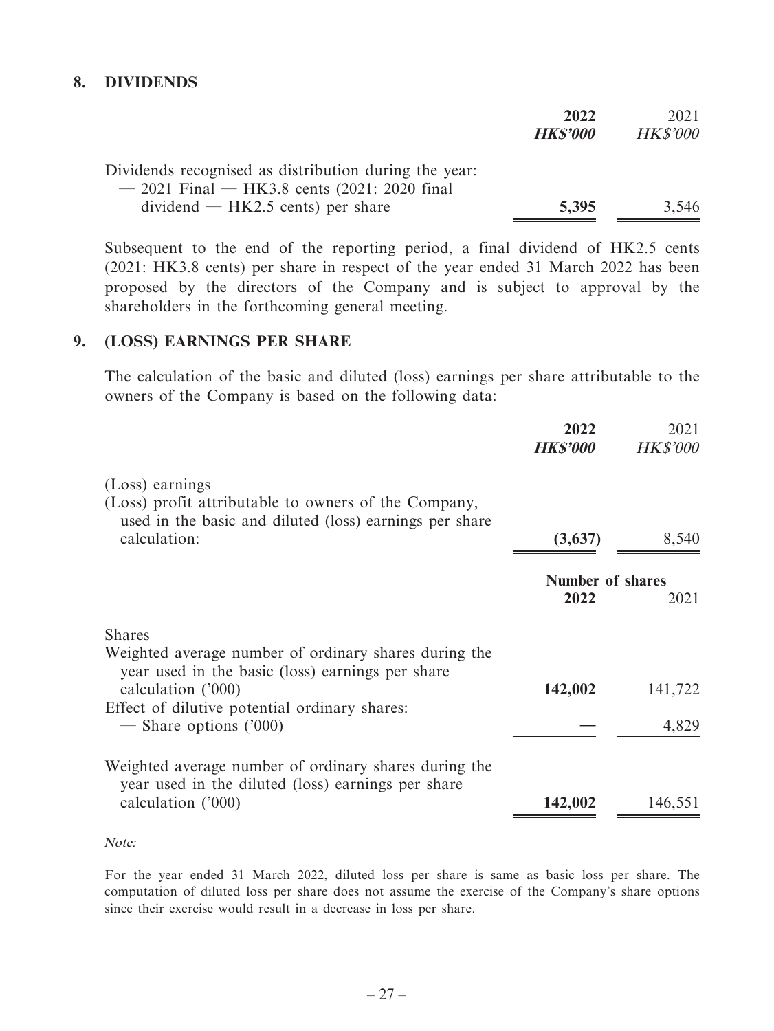## 8. DIVIDENDS

| | 2022 HK$'000 | 2021 HK$'000 |
|---|---|---|
| Dividends recognised as distribution during the year: | | |
| — 2021 Final — HK3.8 cents (2021: 2020 final dividend — HK2.5 cents) per share | **5,395** | 3,546 |

Subsequent to the end of the reporting period, a final dividend of HK2.5 cents (2021: HK3.8 cents) per share in respect of the year ended 31 March 2022 has been proposed by the directors of the Company and is subject to approval by the shareholders in the forthcoming general meeting.

## 9. (LOSS) EARNINGS PER SHARE

The calculation of the basic and diluted (loss) earnings per share attributable to the owners of the Company is based on the following data:

| | 2022 HK$'000 | 2021 HK$'000 |
|---|---|---|
| (Loss) earnings | | |
| (Loss) profit attributable to owners of the Company, used in the basic and diluted (loss) earnings per share calculation: | **(3,637)** | 8,540 |

| | Number of shares | |
|---|---|---|
| | 2022 | 2021 |
| Shares | | |
| Weighted average number of ordinary shares during the year used in the basic (loss) earnings per share calculation ('000) | **142,002** | 141,722 |
| Effect of dilutive potential ordinary shares: | | |
| — Share options ('000) | — | 4,829 |
| Weighted average number of ordinary shares during the year used in the diluted (loss) earnings per share calculation ('000) | **142,002** | 146,551 |

*Note:*

For the year ended 31 March 2022, diluted loss per share is same as basic loss per share. The computation of diluted loss per share does not assume the exercise of the Company's share options since their exercise would result in a decrease in loss per share.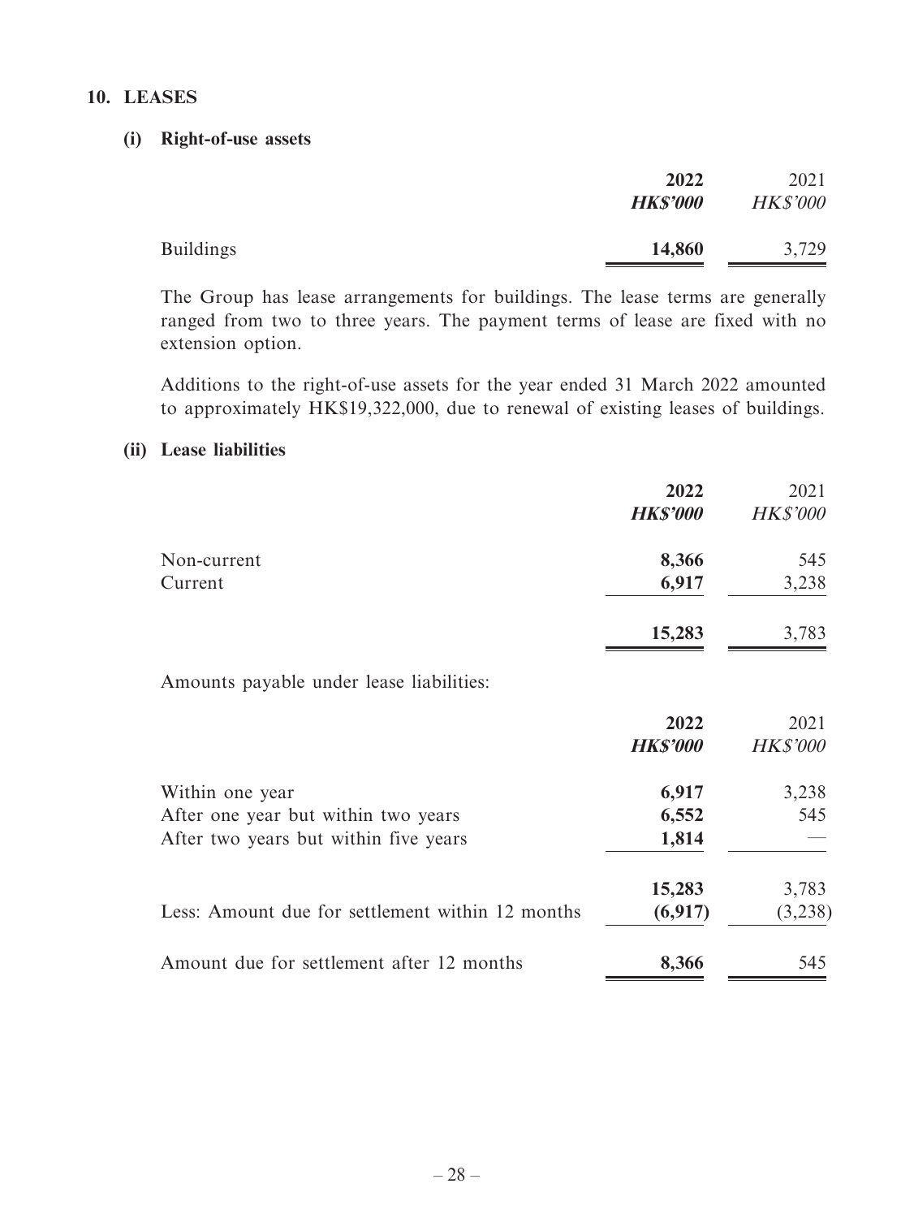## 10. LEASES

### (i) Right-of-use assets

| | 2022<br>*HK$'000* | 2021<br>*HK$'000* |
|---|---|---|
| Buildings | **14,860** | 3,729 |

The Group has lease arrangements for buildings. The lease terms are generally ranged from two to three years. The payment terms of lease are fixed with no extension option.

Additions to the right-of-use assets for the year ended 31 March 2022 amounted to approximately HK$19,322,000, due to renewal of existing leases of buildings.

### (ii) Lease liabilities

| | 2022<br>*HK$'000* | 2021<br>*HK$'000* |
|---|---|---|
| Non-current | **8,366** | 545 |
| Current | **6,917** | 3,238 |
| | **15,283** | 3,783 |

Amounts payable under lease liabilities:

| | 2022<br>*HK$'000* | 2021<br>*HK$'000* |
|---|---|---|
| Within one year | **6,917** | 3,238 |
| After one year but within two years | **6,552** | 545 |
| After two years but within five years | **1,814** | — |
| | **15,283** | 3,783 |
| Less: Amount due for settlement within 12 months | **(6,917)** | (3,238) |
| Amount due for settlement after 12 months | **8,366** | 545 |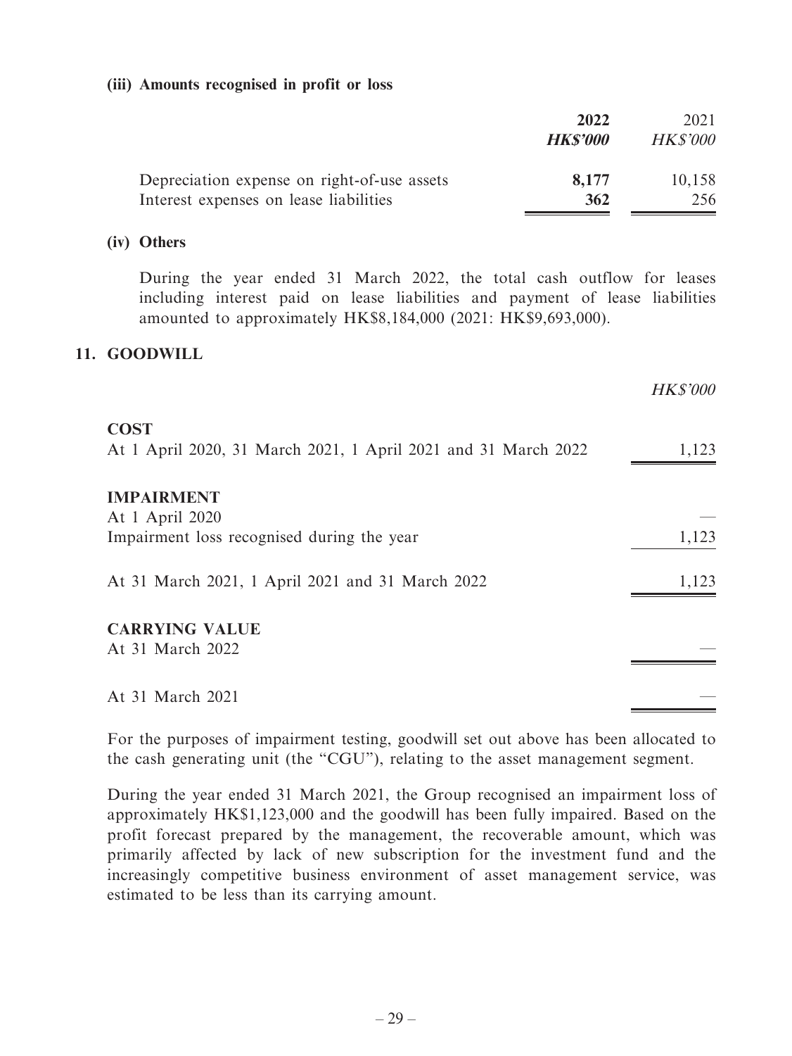**(iii) Amounts recognised in profit or loss**

| | 2022 | 2021 |
|---|---|---|
| | *HK$'000* | *HK$'000* |
| Depreciation expense on right-of-use assets | **8,177** | 10,158 |
| Interest expenses on lease liabilities | **362** | 256 |

**(iv) Others**

During the year ended 31 March 2022, the total cash outflow for leases including interest paid on lease liabilities and payment of lease liabilities amounted to approximately HK$8,184,000 (2021: HK$9,693,000).

## 11. GOODWILL

| | *HK$'000* |
|---|---|
| **COST** | |
| At 1 April 2020, 31 March 2021, 1 April 2021 and 31 March 2022 | 1,123 |
| **IMPAIRMENT** | |
| At 1 April 2020 | — |
| Impairment loss recognised during the year | 1,123 |
| At 31 March 2021, 1 April 2021 and 31 March 2022 | 1,123 |
| **CARRYING VALUE** | |
| At 31 March 2022 | — |
| At 31 March 2021 | — |

For the purposes of impairment testing, goodwill set out above has been allocated to the cash generating unit (the "CGU"), relating to the asset management segment.

During the year ended 31 March 2021, the Group recognised an impairment loss of approximately HK$1,123,000 and the goodwill has been fully impaired. Based on the profit forecast prepared by the management, the recoverable amount, which was primarily affected by lack of new subscription for the investment fund and the increasingly competitive business environment of asset management service, was estimated to be less than its carrying amount.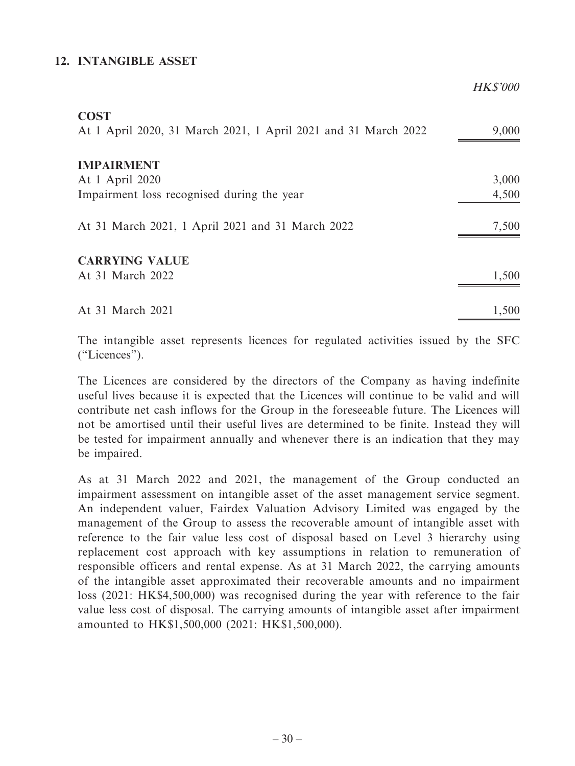## 12. INTANGIBLE ASSET

| | *HK$'000* |
|---|---|
| **COST** | |
| At 1 April 2020, 31 March 2021, 1 April 2021 and 31 March 2022 | 9,000 |
| **IMPAIRMENT** | |
| At 1 April 2020 | 3,000 |
| Impairment loss recognised during the year | 4,500 |
| At 31 March 2021, 1 April 2021 and 31 March 2022 | 7,500 |
| **CARRYING VALUE** | |
| At 31 March 2022 | 1,500 |
| At 31 March 2021 | 1,500 |

The intangible asset represents licences for regulated activities issued by the SFC ("Licences").

The Licences are considered by the directors of the Company as having indefinite useful lives because it is expected that the Licences will continue to be valid and will contribute net cash inflows for the Group in the foreseeable future. The Licences will not be amortised until their useful lives are determined to be finite. Instead they will be tested for impairment annually and whenever there is an indication that they may be impaired.

As at 31 March 2022 and 2021, the management of the Group conducted an impairment assessment on intangible asset of the asset management service segment. An independent valuer, Fairdex Valuation Advisory Limited was engaged by the management of the Group to assess the recoverable amount of intangible asset with reference to the fair value less cost of disposal based on Level 3 hierarchy using replacement cost approach with key assumptions in relation to remuneration of responsible officers and rental expense. As at 31 March 2022, the carrying amounts of the intangible asset approximated their recoverable amounts and no impairment loss (2021: HK$4,500,000) was recognised during the year with reference to the fair value less cost of disposal. The carrying amounts of intangible asset after impairment amounted to HK$1,500,000 (2021: HK$1,500,000).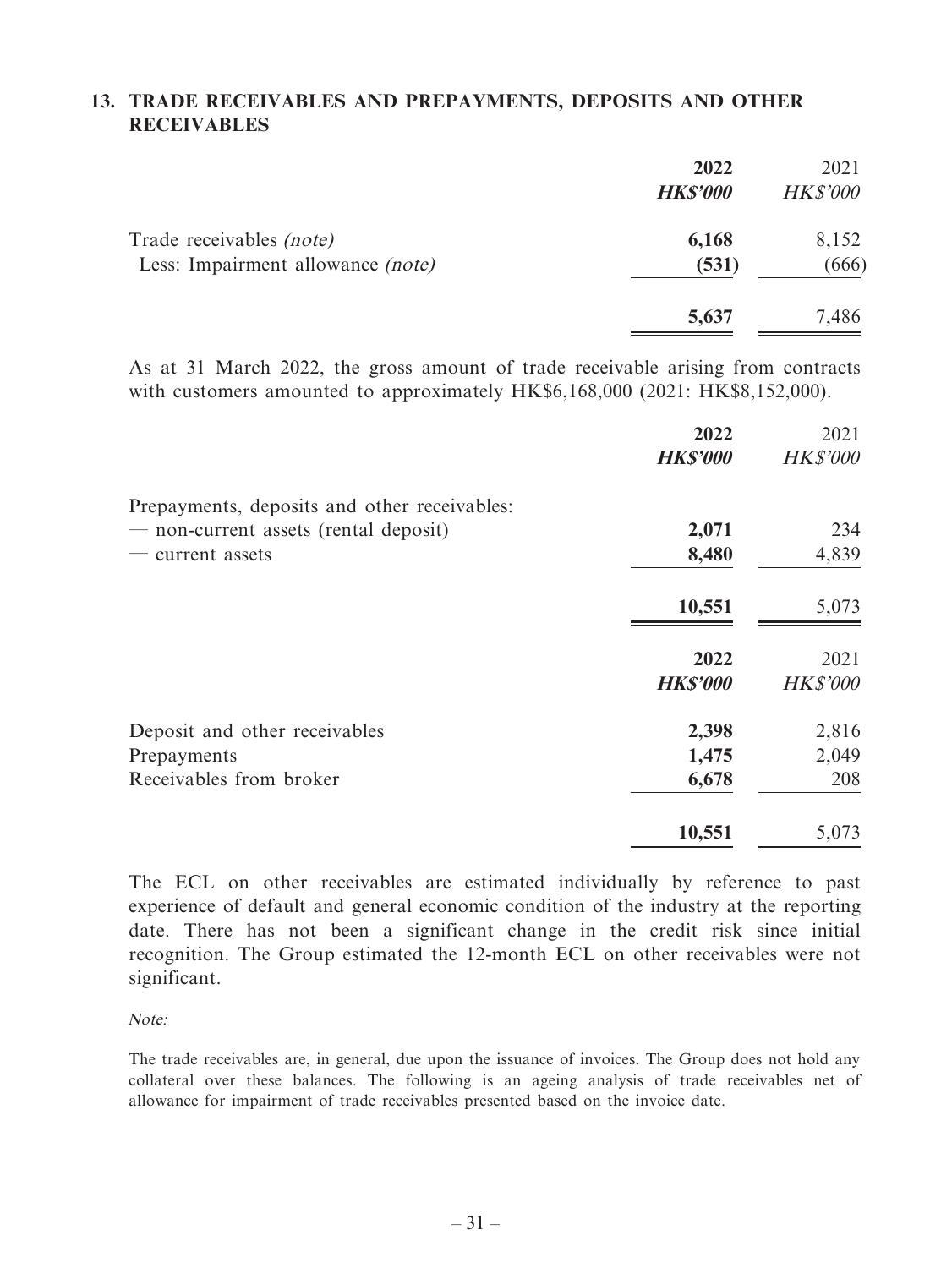## 13. TRADE RECEIVABLES AND PREPAYMENTS, DEPOSITS AND OTHER RECEIVABLES

| | 2022 | 2021 |
|---|---|---|
| | ***HK$'000*** | *HK$'000* |
| Trade receivables *(note)* | **6,168** | 8,152 |
| Less: Impairment allowance *(note)* | **(531)** | (666) |
| | **5,637** | 7,486 |

As at 31 March 2022, the gross amount of trade receivable arising from contracts with customers amounted to approximately HK$6,168,000 (2021: HK$8,152,000).

| | 2022 | 2021 |
|---|---|---|
| | ***HK$'000*** | *HK$'000* |
| Prepayments, deposits and other receivables: | | |
| — non-current assets (rental deposit) | **2,071** | 234 |
| — current assets | **8,480** | 4,839 |
| | **10,551** | 5,073 |

| | 2022 | 2021 |
|---|---|---|
| | ***HK$'000*** | *HK$'000* |
| Deposit and other receivables | **2,398** | 2,816 |
| Prepayments | **1,475** | 2,049 |
| Receivables from broker | **6,678** | 208 |
| | **10,551** | 5,073 |

The ECL on other receivables are estimated individually by reference to past experience of default and general economic condition of the industry at the reporting date. There has not been a significant change in the credit risk since initial recognition. The Group estimated the 12-month ECL on other receivables were not significant.

*Note:*

The trade receivables are, in general, due upon the issuance of invoices. The Group does not hold any collateral over these balances. The following is an ageing analysis of trade receivables net of allowance for impairment of trade receivables presented based on the invoice date.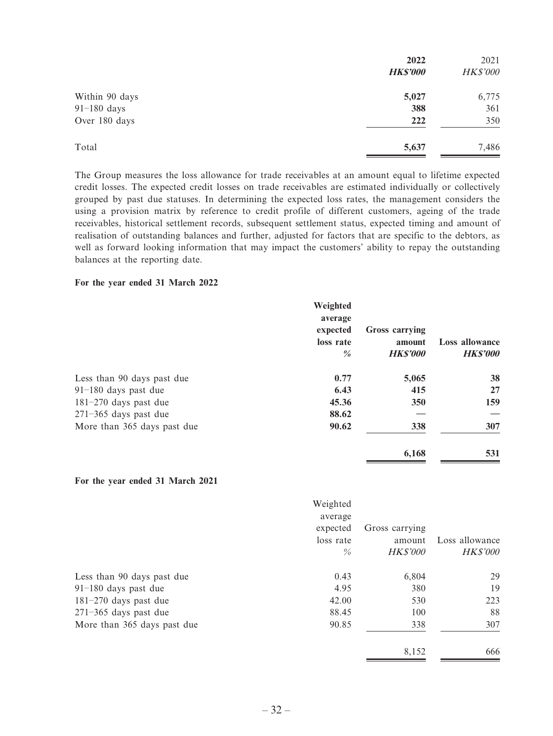| | 2022 | 2021 |
|---|---|---|
| | ***HK$'000*** | *HK$'000* |
| Within 90 days | **5,027** | 6,775 |
| 91–180 days | **388** | 361 |
| Over 180 days | **222** | 350 |
| Total | **5,637** | 7,486 |

The Group measures the loss allowance for trade receivables at an amount equal to lifetime expected credit losses. The expected credit losses on trade receivables are estimated individually or collectively grouped by past due statuses. In determining the expected loss rates, the management considers the using a provision matrix by reference to credit profile of different customers, ageing of the trade receivables, historical settlement records, subsequent settlement status, expected timing and amount of realisation of outstanding balances and further, adjusted for factors that are specific to the debtors, as well as forward looking information that may impact the customers' ability to repay the outstanding balances at the reporting date.

**For the year ended 31 March 2022**

| | **Weighted average expected loss rate** | **Gross carrying amount** | **Loss allowance** |
|---|---|---|---|
| | ***%*** | ***HK$'000*** | ***HK$'000*** |
| Less than 90 days past due | **0.77** | **5,065** | **38** |
| 91–180 days past due | **6.43** | **415** | **27** |
| 181–270 days past due | **45.36** | **350** | **159** |
| 271–365 days past due | **88.62** | **—** | **—** |
| More than 365 days past due | **90.62** | **338** | **307** |
| | | **6,168** | **531** |

**For the year ended 31 March 2021**

| | Weighted average expected loss rate | Gross carrying amount | Loss allowance |
|---|---|---|---|
| | *%* | *HK$'000* | *HK$'000* |
| Less than 90 days past due | 0.43 | 6,804 | 29 |
| 91–180 days past due | 4.95 | 380 | 19 |
| 181–270 days past due | 42.00 | 530 | 223 |
| 271–365 days past due | 88.45 | 100 | 88 |
| More than 365 days past due | 90.85 | 338 | 307 |
| | | 8,152 | 666 |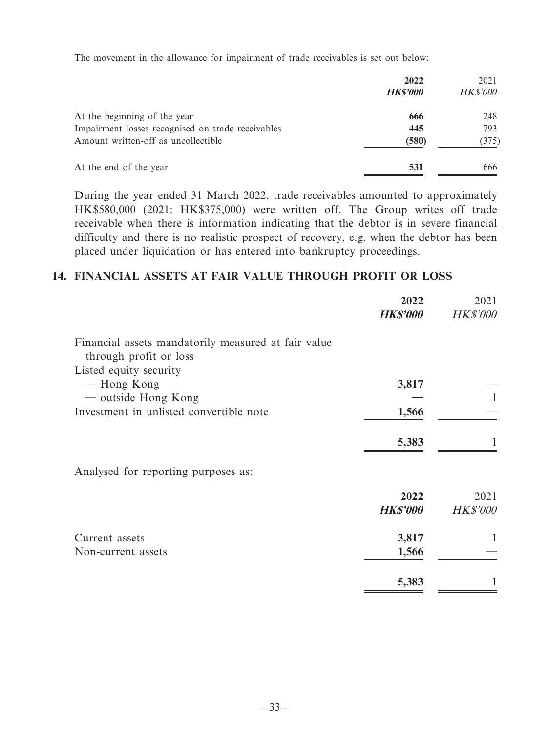The movement in the allowance for impairment of trade receivables is set out below:

| | 2022 | 2021 |
|---|---|---|
| | ***HK$'000*** | *HK$'000* |
| At the beginning of the year | **666** | 248 |
| Impairment losses recognised on trade receivables | **445** | 793 |
| Amount written-off as uncollectible | **(580)** | (375) |
| At the end of the year | **531** | 666 |

During the year ended 31 March 2022, trade receivables amounted to approximately HK$580,000 (2021: HK$375,000) were written off. The Group writes off trade receivable when there is information indicating that the debtor is in severe financial difficulty and there is no realistic prospect of recovery, e.g. when the debtor has been placed under liquidation or has entered into bankruptcy proceedings.

## 14. FINANCIAL ASSETS AT FAIR VALUE THROUGH PROFIT OR LOSS

| | 2022 | 2021 |
|---|---|---|
| | ***HK$'000*** | *HK$'000* |
| Financial assets mandatorily measured at fair value through profit or loss | | |
| Listed equity security | | |
| — Hong Kong | **3,817** | — |
| — outside Hong Kong | **—** | 1 |
| Investment in unlisted convertible note | **1,566** | — |
| | **5,383** | 1 |

Analysed for reporting purposes as:

| | 2022 | 2021 |
|---|---|---|
| | ***HK$'000*** | *HK$'000* |
| Current assets | **3,817** | 1 |
| Non-current assets | **1,566** | — |
| | **5,383** | 1 |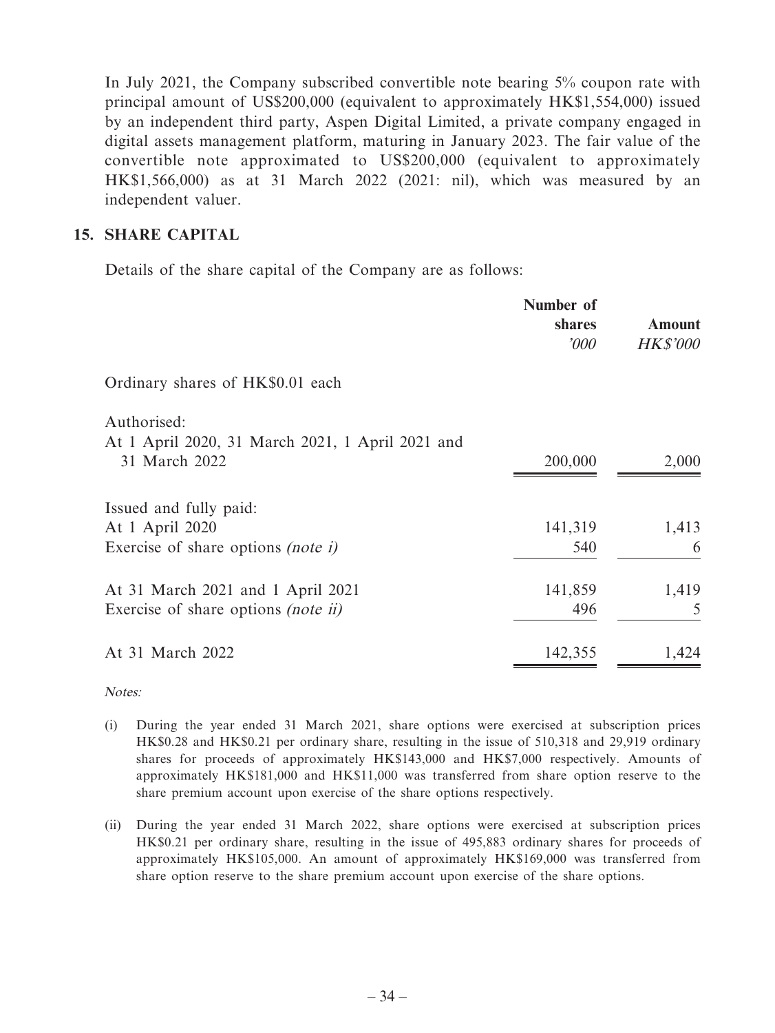In July 2021, the Company subscribed convertible note bearing 5% coupon rate with principal amount of US$200,000 (equivalent to approximately HK$1,554,000) issued by an independent third party, Aspen Digital Limited, a private company engaged in digital assets management platform, maturing in January 2023. The fair value of the convertible note approximated to US$200,000 (equivalent to approximately HK$1,566,000) as at 31 March 2022 (2021: nil), which was measured by an independent valuer.

## 15. SHARE CAPITAL

Details of the share capital of the Company are as follows:

| | Number of shares *'000* | Amount *HK$'000* |
|---|---|---|
| Ordinary shares of HK$0.01 each | | |
| Authorised: | | |
| At 1 April 2020, 31 March 2021, 1 April 2021 and 31 March 2022 | 200,000 | 2,000 |
| Issued and fully paid: | | |
| At 1 April 2020 | 141,319 | 1,413 |
| Exercise of share options *(note i)* | 540 | 6 |
| At 31 March 2021 and 1 April 2021 | 141,859 | 1,419 |
| Exercise of share options *(note ii)* | 496 | 5 |
| At 31 March 2022 | 142,355 | 1,424 |

*Notes:*

(i) During the year ended 31 March 2021, share options were exercised at subscription prices HK$0.28 and HK$0.21 per ordinary share, resulting in the issue of 510,318 and 29,919 ordinary shares for proceeds of approximately HK$143,000 and HK$7,000 respectively. Amounts of approximately HK$181,000 and HK$11,000 was transferred from share option reserve to the share premium account upon exercise of the share options respectively.

(ii) During the year ended 31 March 2022, share options were exercised at subscription prices HK$0.21 per ordinary share, resulting in the issue of 495,883 ordinary shares for proceeds of approximately HK$105,000. An amount of approximately HK$169,000 was transferred from share option reserve to the share premium account upon exercise of the share options.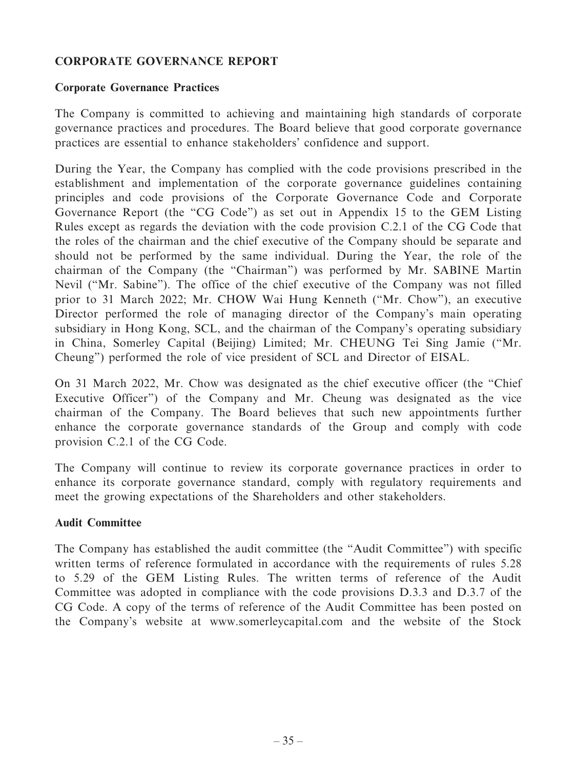## CORPORATE GOVERNANCE REPORT

### Corporate Governance Practices

The Company is committed to achieving and maintaining high standards of corporate governance practices and procedures. The Board believe that good corporate governance practices are essential to enhance stakeholders' confidence and support.

During the Year, the Company has complied with the code provisions prescribed in the establishment and implementation of the corporate governance guidelines containing principles and code provisions of the Corporate Governance Code and Corporate Governance Report (the "CG Code") as set out in Appendix 15 to the GEM Listing Rules except as regards the deviation with the code provision C.2.1 of the CG Code that the roles of the chairman and the chief executive of the Company should be separate and should not be performed by the same individual. During the Year, the role of the chairman of the Company (the "Chairman") was performed by Mr. SABINE Martin Nevil ("Mr. Sabine"). The office of the chief executive of the Company was not filled prior to 31 March 2022; Mr. CHOW Wai Hung Kenneth ("Mr. Chow"), an executive Director performed the role of managing director of the Company's main operating subsidiary in Hong Kong, SCL, and the chairman of the Company's operating subsidiary in China, Somerley Capital (Beijing) Limited; Mr. CHEUNG Tei Sing Jamie ("Mr. Cheung") performed the role of vice president of SCL and Director of EISAL.

On 31 March 2022, Mr. Chow was designated as the chief executive officer (the "Chief Executive Officer") of the Company and Mr. Cheung was designated as the vice chairman of the Company. The Board believes that such new appointments further enhance the corporate governance standards of the Group and comply with code provision C.2.1 of the CG Code.

The Company will continue to review its corporate governance practices in order to enhance its corporate governance standard, comply with regulatory requirements and meet the growing expectations of the Shareholders and other stakeholders.

### Audit Committee

The Company has established the audit committee (the "Audit Committee") with specific written terms of reference formulated in accordance with the requirements of rules 5.28 to 5.29 of the GEM Listing Rules. The written terms of reference of the Audit Committee was adopted in compliance with the code provisions D.3.3 and D.3.7 of the CG Code. A copy of the terms of reference of the Audit Committee has been posted on the Company's website at www.somerleycapital.com and the website of the Stock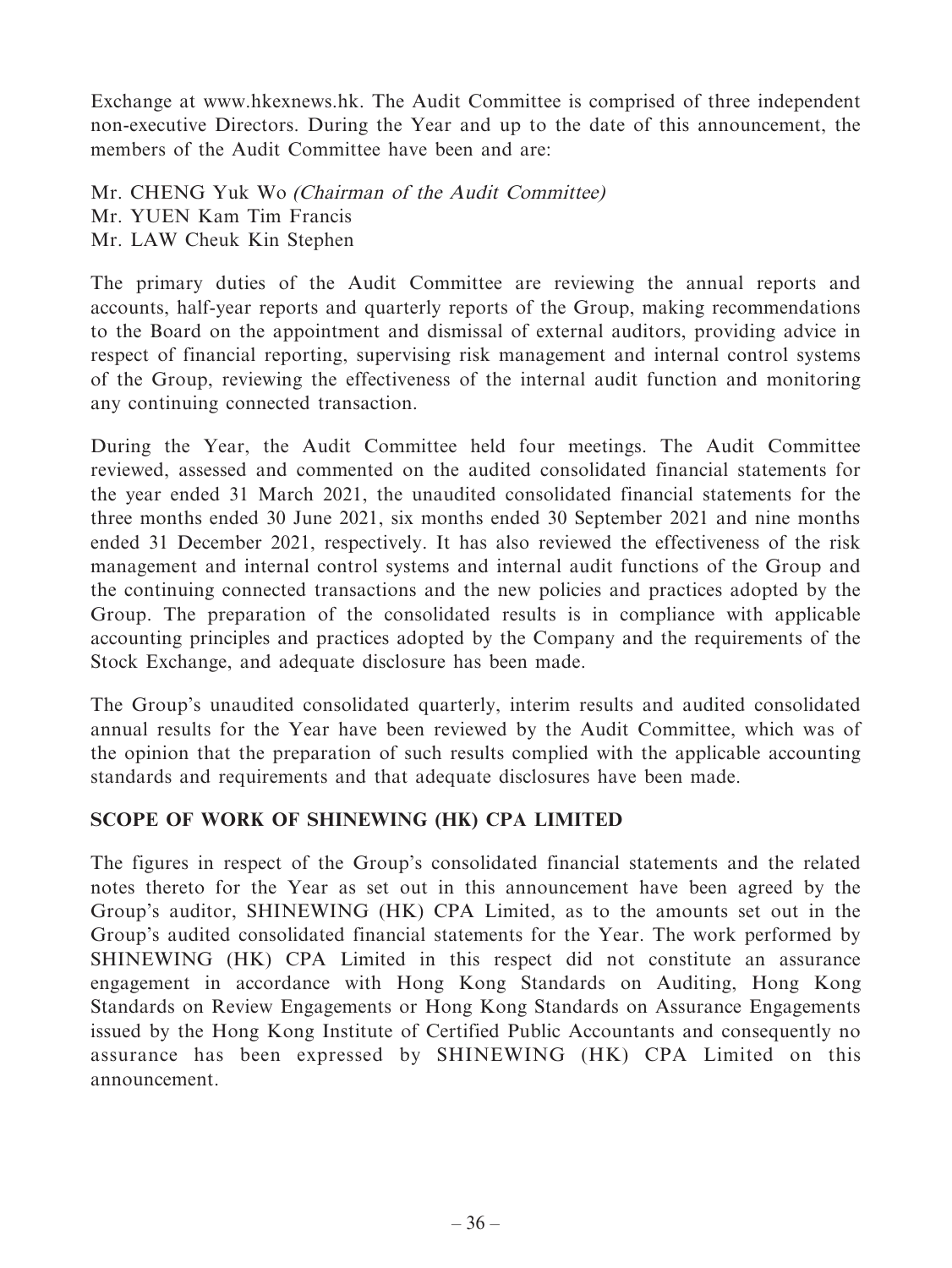Exchange at www.hkexnews.hk. The Audit Committee is comprised of three independent non-executive Directors. During the Year and up to the date of this announcement, the members of the Audit Committee have been and are:

Mr. CHENG Yuk Wo *(Chairman of the Audit Committee)*
Mr. YUEN Kam Tim Francis
Mr. LAW Cheuk Kin Stephen

The primary duties of the Audit Committee are reviewing the annual reports and accounts, half-year reports and quarterly reports of the Group, making recommendations to the Board on the appointment and dismissal of external auditors, providing advice in respect of financial reporting, supervising risk management and internal control systems of the Group, reviewing the effectiveness of the internal audit function and monitoring any continuing connected transaction.

During the Year, the Audit Committee held four meetings. The Audit Committee reviewed, assessed and commented on the audited consolidated financial statements for the year ended 31 March 2021, the unaudited consolidated financial statements for the three months ended 30 June 2021, six months ended 30 September 2021 and nine months ended 31 December 2021, respectively. It has also reviewed the effectiveness of the risk management and internal control systems and internal audit functions of the Group and the continuing connected transactions and the new policies and practices adopted by the Group. The preparation of the consolidated results is in compliance with applicable accounting principles and practices adopted by the Company and the requirements of the Stock Exchange, and adequate disclosure has been made.

The Group's unaudited consolidated quarterly, interim results and audited consolidated annual results for the Year have been reviewed by the Audit Committee, which was of the opinion that the preparation of such results complied with the applicable accounting standards and requirements and that adequate disclosures have been made.

## SCOPE OF WORK OF SHINEWING (HK) CPA LIMITED

The figures in respect of the Group's consolidated financial statements and the related notes thereto for the Year as set out in this announcement have been agreed by the Group's auditor, SHINEWING (HK) CPA Limited, as to the amounts set out in the Group's audited consolidated financial statements for the Year. The work performed by SHINEWING (HK) CPA Limited in this respect did not constitute an assurance engagement in accordance with Hong Kong Standards on Auditing, Hong Kong Standards on Review Engagements or Hong Kong Standards on Assurance Engagements issued by the Hong Kong Institute of Certified Public Accountants and consequently no assurance has been expressed by SHINEWING (HK) CPA Limited on this announcement.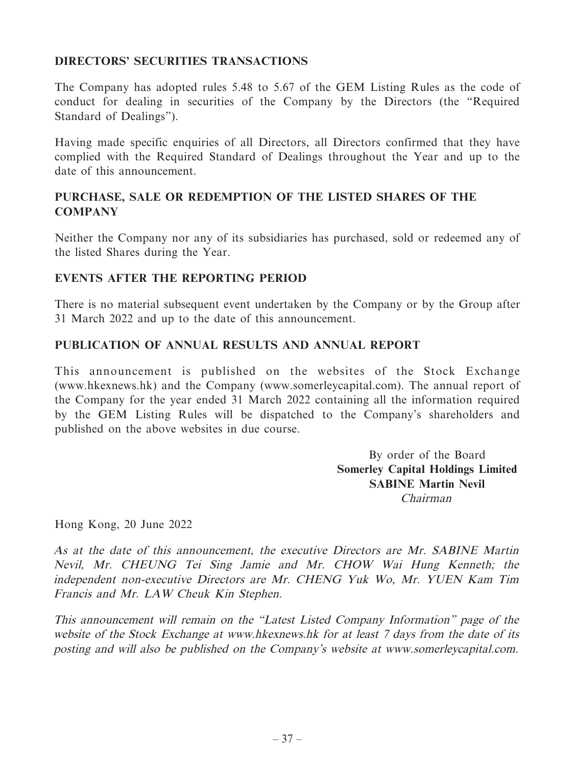## DIRECTORS' SECURITIES TRANSACTIONS

The Company has adopted rules 5.48 to 5.67 of the GEM Listing Rules as the code of conduct for dealing in securities of the Company by the Directors (the "Required Standard of Dealings").

Having made specific enquiries of all Directors, all Directors confirmed that they have complied with the Required Standard of Dealings throughout the Year and up to the date of this announcement.

## PURCHASE, SALE OR REDEMPTION OF THE LISTED SHARES OF THE COMPANY

Neither the Company nor any of its subsidiaries has purchased, sold or redeemed any of the listed Shares during the Year.

## EVENTS AFTER THE REPORTING PERIOD

There is no material subsequent event undertaken by the Company or by the Group after 31 March 2022 and up to the date of this announcement.

## PUBLICATION OF ANNUAL RESULTS AND ANNUAL REPORT

This announcement is published on the websites of the Stock Exchange (www.hkexnews.hk) and the Company (www.somerleycapital.com). The annual report of the Company for the year ended 31 March 2022 containing all the information required by the GEM Listing Rules will be dispatched to the Company's shareholders and published on the above websites in due course.

By order of the Board
**Somerley Capital Holdings Limited**
**SABINE Martin Nevil**
*Chairman*

Hong Kong, 20 June 2022

*As at the date of this announcement, the executive Directors are Mr. SABINE Martin Nevil, Mr. CHEUNG Tei Sing Jamie and Mr. CHOW Wai Hung Kenneth; the independent non-executive Directors are Mr. CHENG Yuk Wo, Mr. YUEN Kam Tim Francis and Mr. LAW Cheuk Kin Stephen.*

*This announcement will remain on the "Latest Listed Company Information" page of the website of the Stock Exchange at www.hkexnews.hk for at least 7 days from the date of its posting and will also be published on the Company's website at www.somerleycapital.com.*